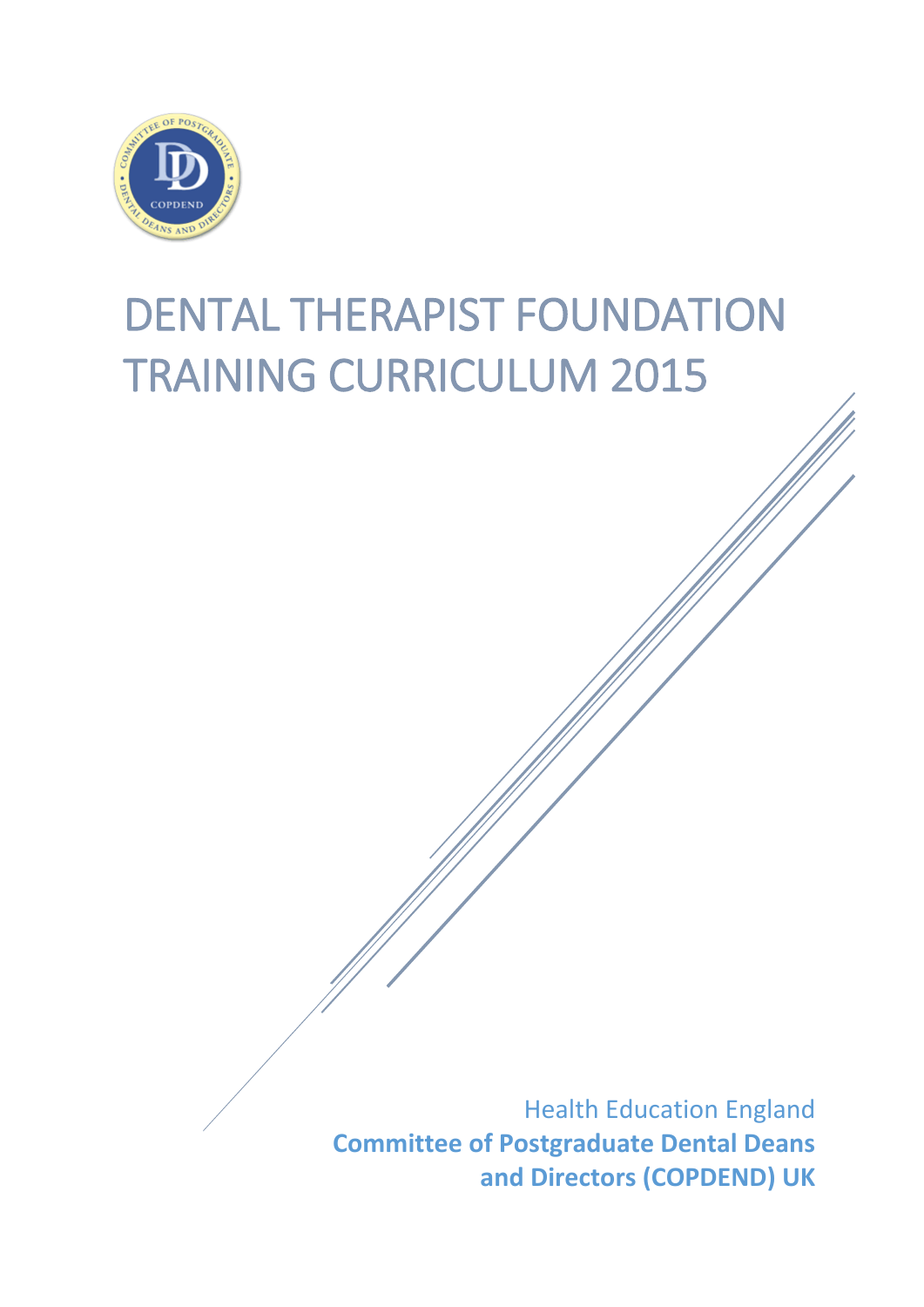# DENTAL THERAPIST FOUNDATION TRAINING CURRICULUM 2015

Health Education England

**Committee of Postgraduate Dental Deans and Directors (COPDEND) UK**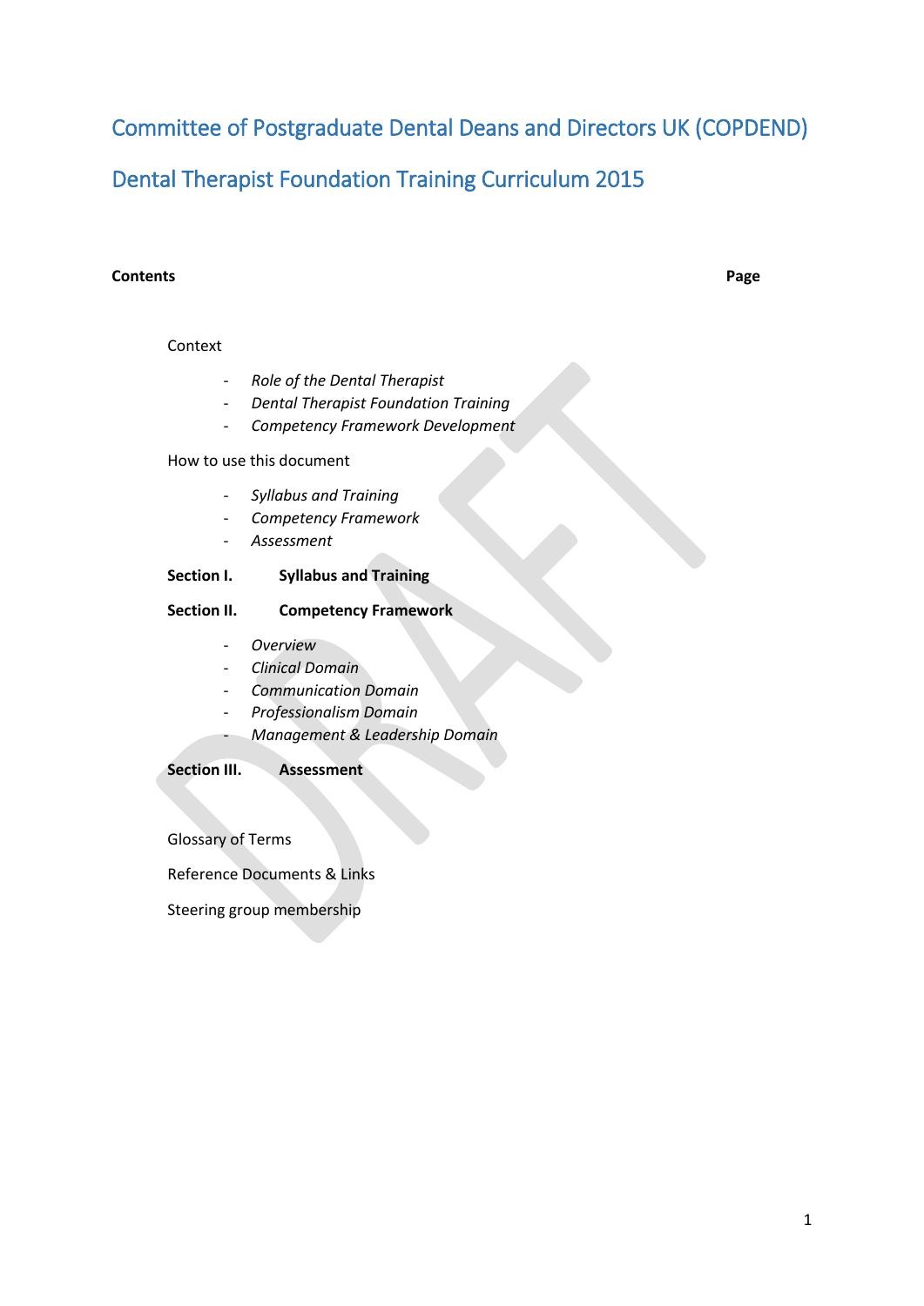# Committee of Postgraduate Dental Deans and Directors UK (COPDEND)

# Dental Therapist Foundation Training Curriculum 2015

**Contents** **Page**

Context

- *Role of the Dental Therapist*
- *Dental Therapist Foundation Training*
- *Competency Framework Development*

How to use this document

- *Syllabus and Training*
- *Competency Framework*
- *Assessment*

**Section I.** **Syllabus and Training**

**Section II.** **Competency Framework**

- *Overview*
- *Clinical Domain*
- *Communication Domain*
- *Professionalism Domain*
- *Management & Leadership Domain*

**Section III.** **Assessment**

Glossary of Terms

Reference Documents & Links

Steering group membership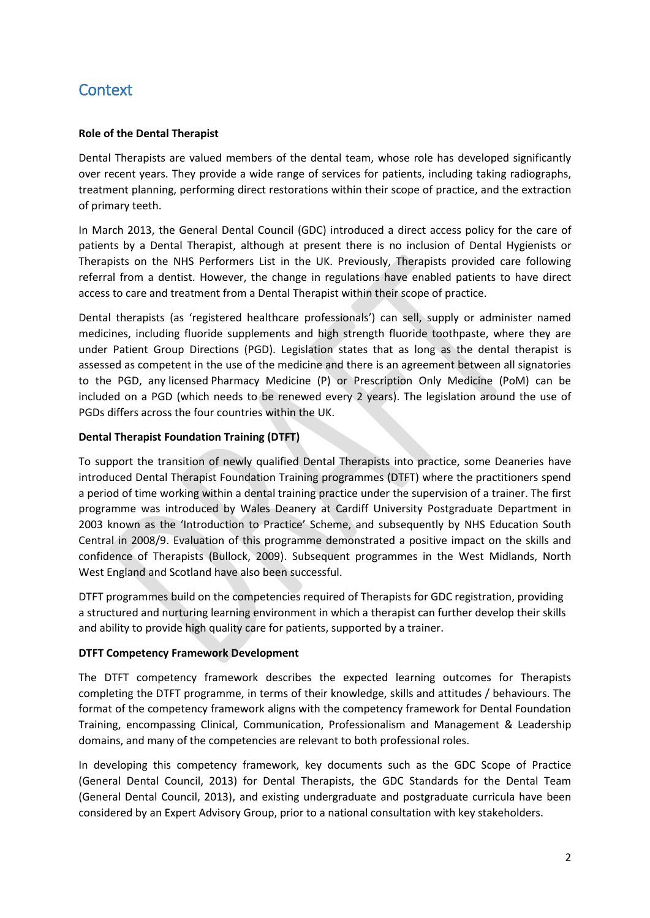# Context

**Role of the Dental Therapist**

Dental Therapists are valued members of the dental team, whose role has developed significantly over recent years. They provide a wide range of services for patients, including taking radiographs, treatment planning, performing direct restorations within their scope of practice, and the extraction of primary teeth.

In March 2013, the General Dental Council (GDC) introduced a direct access policy for the care of patients by a Dental Therapist, although at present there is no inclusion of Dental Hygienists or Therapists on the NHS Performers List in the UK. Previously, Therapists provided care following referral from a dentist. However, the change in regulations have enabled patients to have direct access to care and treatment from a Dental Therapist within their scope of practice.

Dental therapists (as 'registered healthcare professionals') can sell, supply or administer named medicines, including fluoride supplements and high strength fluoride toothpaste, where they are under Patient Group Directions (PGD). Legislation states that as long as the dental therapist is assessed as competent in the use of the medicine and there is an agreement between all signatories to the PGD, any licensed Pharmacy Medicine (P) or Prescription Only Medicine (PoM) can be included on a PGD (which needs to be renewed every 2 years). The legislation around the use of PGDs differs across the four countries within the UK.

**Dental Therapist Foundation Training (DTFT)**

To support the transition of newly qualified Dental Therapists into practice, some Deaneries have introduced Dental Therapist Foundation Training programmes (DTFT) where the practitioners spend a period of time working within a dental training practice under the supervision of a trainer. The first programme was introduced by Wales Deanery at Cardiff University Postgraduate Department in 2003 known as the 'Introduction to Practice' Scheme, and subsequently by NHS Education South Central in 2008/9. Evaluation of this programme demonstrated a positive impact on the skills and confidence of Therapists (Bullock, 2009). Subsequent programmes in the West Midlands, North West England and Scotland have also been successful.

DTFT programmes build on the competencies required of Therapists for GDC registration, providing a structured and nurturing learning environment in which a therapist can further develop their skills and ability to provide high quality care for patients, supported by a trainer.

**DTFT Competency Framework Development**

The DTFT competency framework describes the expected learning outcomes for Therapists completing the DTFT programme, in terms of their knowledge, skills and attitudes / behaviours. The format of the competency framework aligns with the competency framework for Dental Foundation Training, encompassing Clinical, Communication, Professionalism and Management & Leadership domains, and many of the competencies are relevant to both professional roles.

In developing this competency framework, key documents such as the GDC Scope of Practice (General Dental Council, 2013) for Dental Therapists, the GDC Standards for the Dental Team (General Dental Council, 2013), and existing undergraduate and postgraduate curricula have been considered by an Expert Advisory Group, prior to a national consultation with key stakeholders.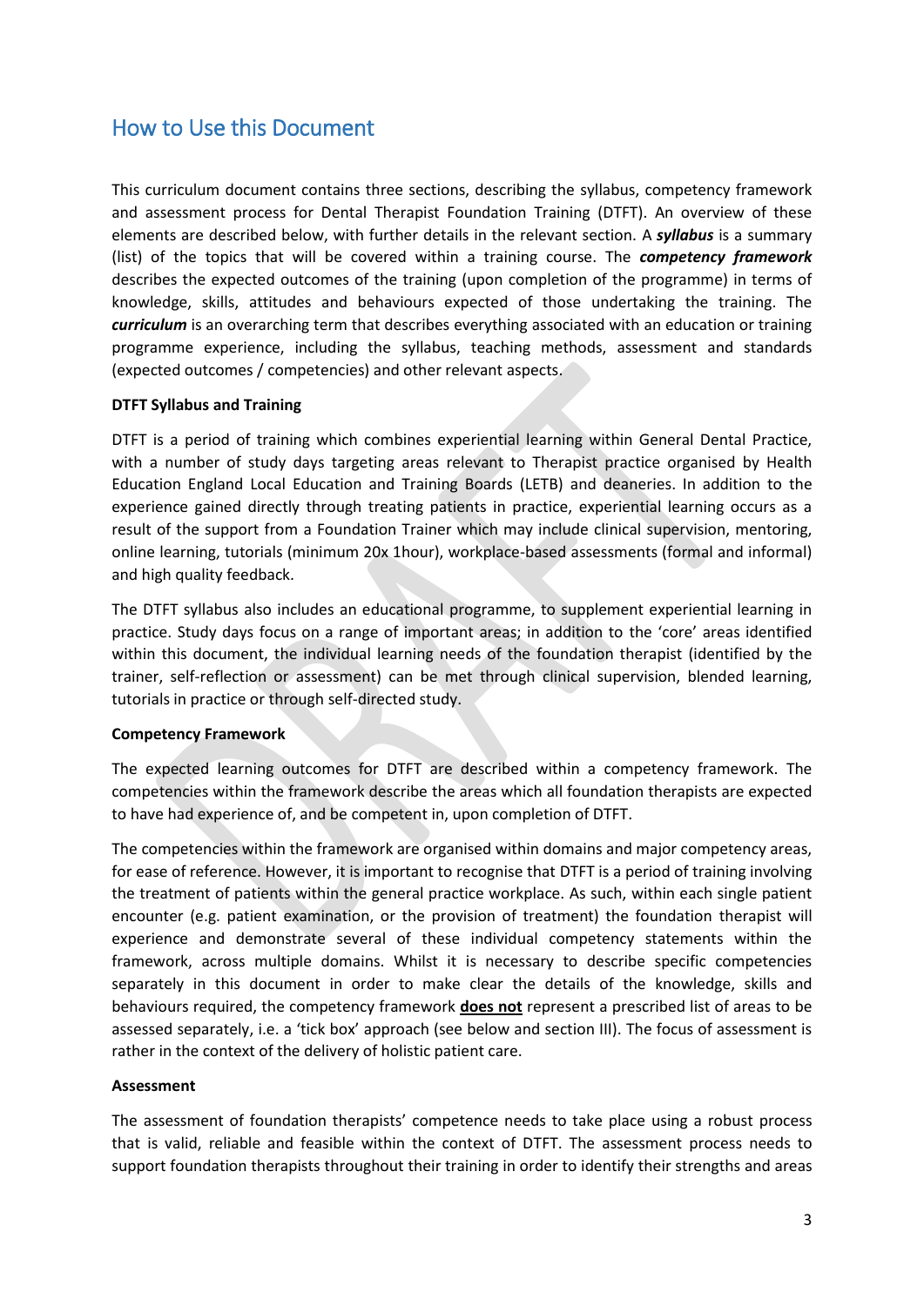# How to Use this Document

This curriculum document contains three sections, describing the syllabus, competency framework and assessment process for Dental Therapist Foundation Training (DTFT). An overview of these elements are described below, with further details in the relevant section. A ***syllabus*** is a summary (list) of the topics that will be covered within a training course. The ***competency framework*** describes the expected outcomes of the training (upon completion of the programme) in terms of knowledge, skills, attitudes and behaviours expected of those undertaking the training. The ***curriculum*** is an overarching term that describes everything associated with an education or training programme experience, including the syllabus, teaching methods, assessment and standards (expected outcomes / competencies) and other relevant aspects.

**DTFT Syllabus and Training**

DTFT is a period of training which combines experiential learning within General Dental Practice, with a number of study days targeting areas relevant to Therapist practice organised by Health Education England Local Education and Training Boards (LETB) and deaneries. In addition to the experience gained directly through treating patients in practice, experiential learning occurs as a result of the support from a Foundation Trainer which may include clinical supervision, mentoring, online learning, tutorials (minimum 20x 1hour), workplace-based assessments (formal and informal) and high quality feedback.

The DTFT syllabus also includes an educational programme, to supplement experiential learning in practice. Study days focus on a range of important areas; in addition to the 'core' areas identified within this document, the individual learning needs of the foundation therapist (identified by the trainer, self-reflection or assessment) can be met through clinical supervision, blended learning, tutorials in practice or through self-directed study.

**Competency Framework**

The expected learning outcomes for DTFT are described within a competency framework. The competencies within the framework describe the areas which all foundation therapists are expected to have had experience of, and be competent in, upon completion of DTFT.

The competencies within the framework are organised within domains and major competency areas, for ease of reference. However, it is important to recognise that DTFT is a period of training involving the treatment of patients within the general practice workplace. As such, within each single patient encounter (e.g. patient examination, or the provision of treatment) the foundation therapist will experience and demonstrate several of these individual competency statements within the framework, across multiple domains. Whilst it is necessary to describe specific competencies separately in this document in order to make clear the details of the knowledge, skills and behaviours required, the competency framework **does not** represent a prescribed list of areas to be assessed separately, i.e. a 'tick box' approach (see below and section III). The focus of assessment is rather in the context of the delivery of holistic patient care.

**Assessment**

The assessment of foundation therapists' competence needs to take place using a robust process that is valid, reliable and feasible within the context of DTFT. The assessment process needs to support foundation therapists throughout their training in order to identify their strengths and areas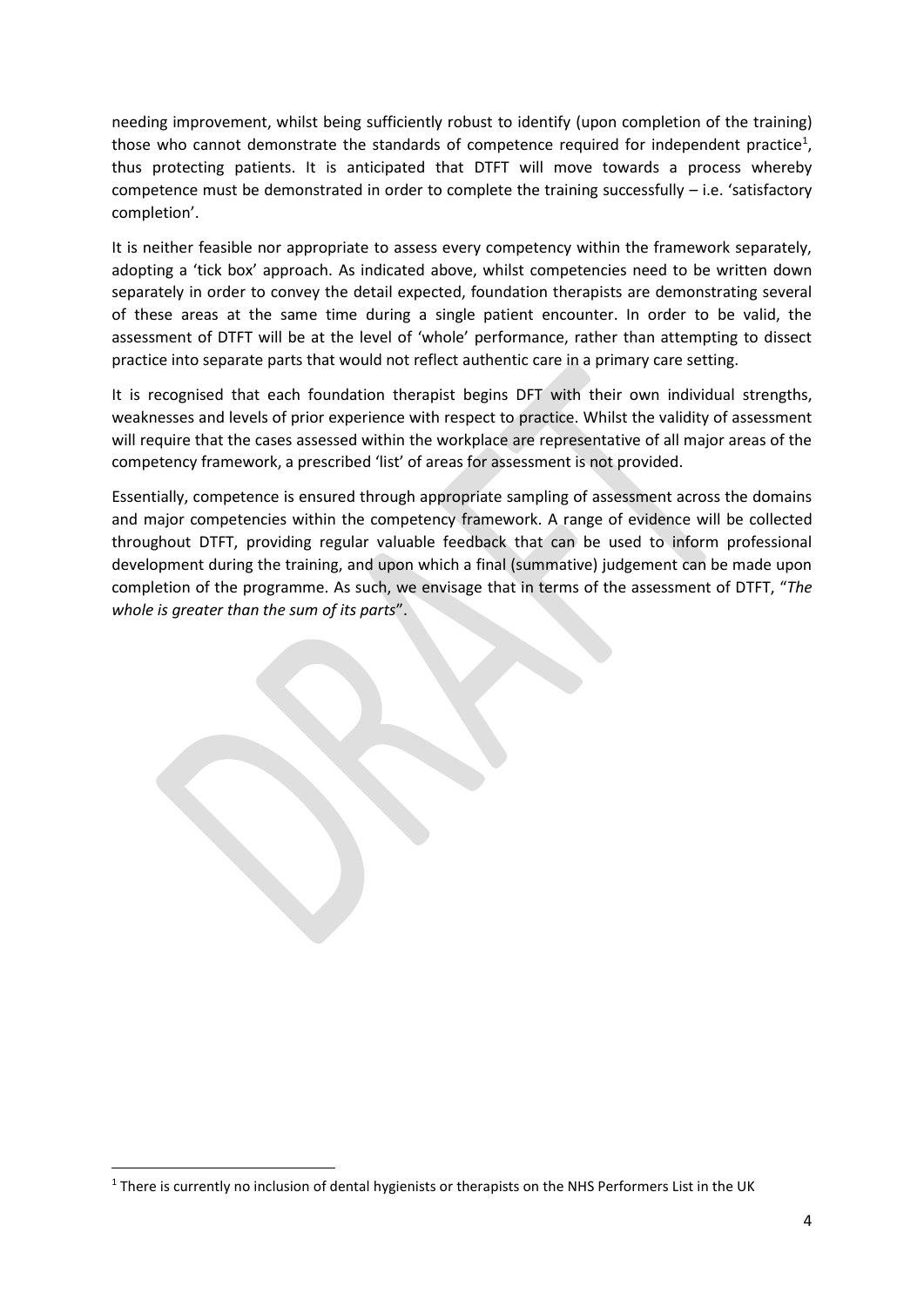needing improvement, whilst being sufficiently robust to identify (upon completion of the training) those who cannot demonstrate the standards of competence required for independent practice[1], thus protecting patients. It is anticipated that DTFT will move towards a process whereby competence must be demonstrated in order to complete the training successfully – i.e. 'satisfactory completion'.

It is neither feasible nor appropriate to assess every competency within the framework separately, adopting a 'tick box' approach. As indicated above, whilst competencies need to be written down separately in order to convey the detail expected, foundation therapists are demonstrating several of these areas at the same time during a single patient encounter. In order to be valid, the assessment of DTFT will be at the level of 'whole' performance, rather than attempting to dissect practice into separate parts that would not reflect authentic care in a primary care setting.

It is recognised that each foundation therapist begins DFT with their own individual strengths, weaknesses and levels of prior experience with respect to practice. Whilst the validity of assessment will require that the cases assessed within the workplace are representative of all major areas of the competency framework, a prescribed 'list' of areas for assessment is not provided.

Essentially, competence is ensured through appropriate sampling of assessment across the domains and major competencies within the competency framework. A range of evidence will be collected throughout DTFT, providing regular valuable feedback that can be used to inform professional development during the training, and upon which a final (summative) judgement can be made upon completion of the programme. As such, we envisage that in terms of the assessment of DTFT, "*The whole is greater than the sum of its parts*".

[1] There is currently no inclusion of dental hygienists or therapists on the NHS Performers List in the UK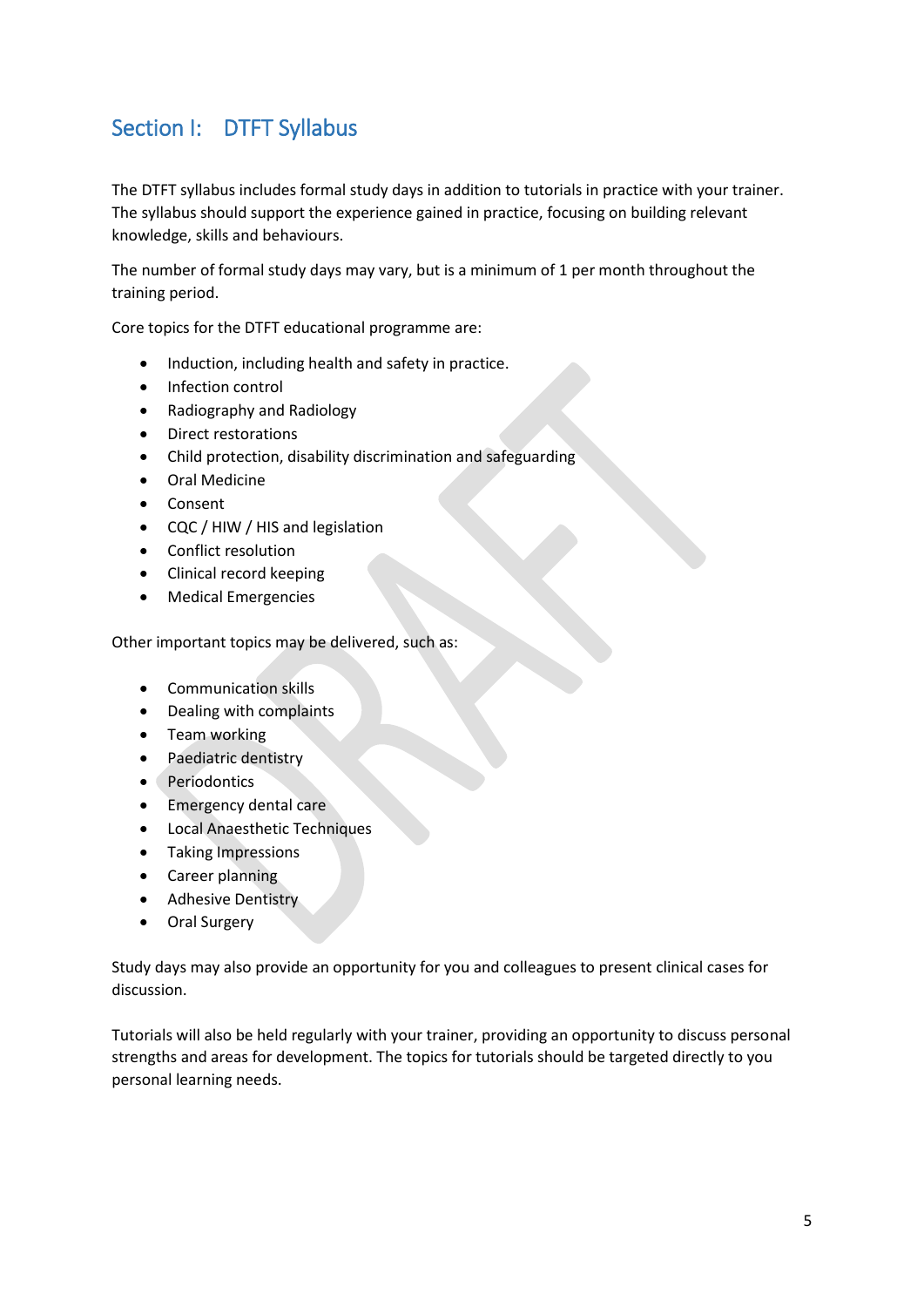## Section I: DTFT Syllabus

The DTFT syllabus includes formal study days in addition to tutorials in practice with your trainer. The syllabus should support the experience gained in practice, focusing on building relevant knowledge, skills and behaviours.

The number of formal study days may vary, but is a minimum of 1 per month throughout the training period.

Core topics for the DTFT educational programme are:

- Induction, including health and safety in practice.
- Infection control
- Radiography and Radiology
- Direct restorations
- Child protection, disability discrimination and safeguarding
- Oral Medicine
- Consent
- CQC / HIW / HIS and legislation
- Conflict resolution
- Clinical record keeping
- Medical Emergencies

Other important topics may be delivered, such as:

- Communication skills
- Dealing with complaints
- Team working
- Paediatric dentistry
- Periodontics
- Emergency dental care
- Local Anaesthetic Techniques
- Taking Impressions
- Career planning
- Adhesive Dentistry
- Oral Surgery

Study days may also provide an opportunity for you and colleagues to present clinical cases for discussion.

Tutorials will also be held regularly with your trainer, providing an opportunity to discuss personal strengths and areas for development. The topics for tutorials should be targeted directly to you personal learning needs.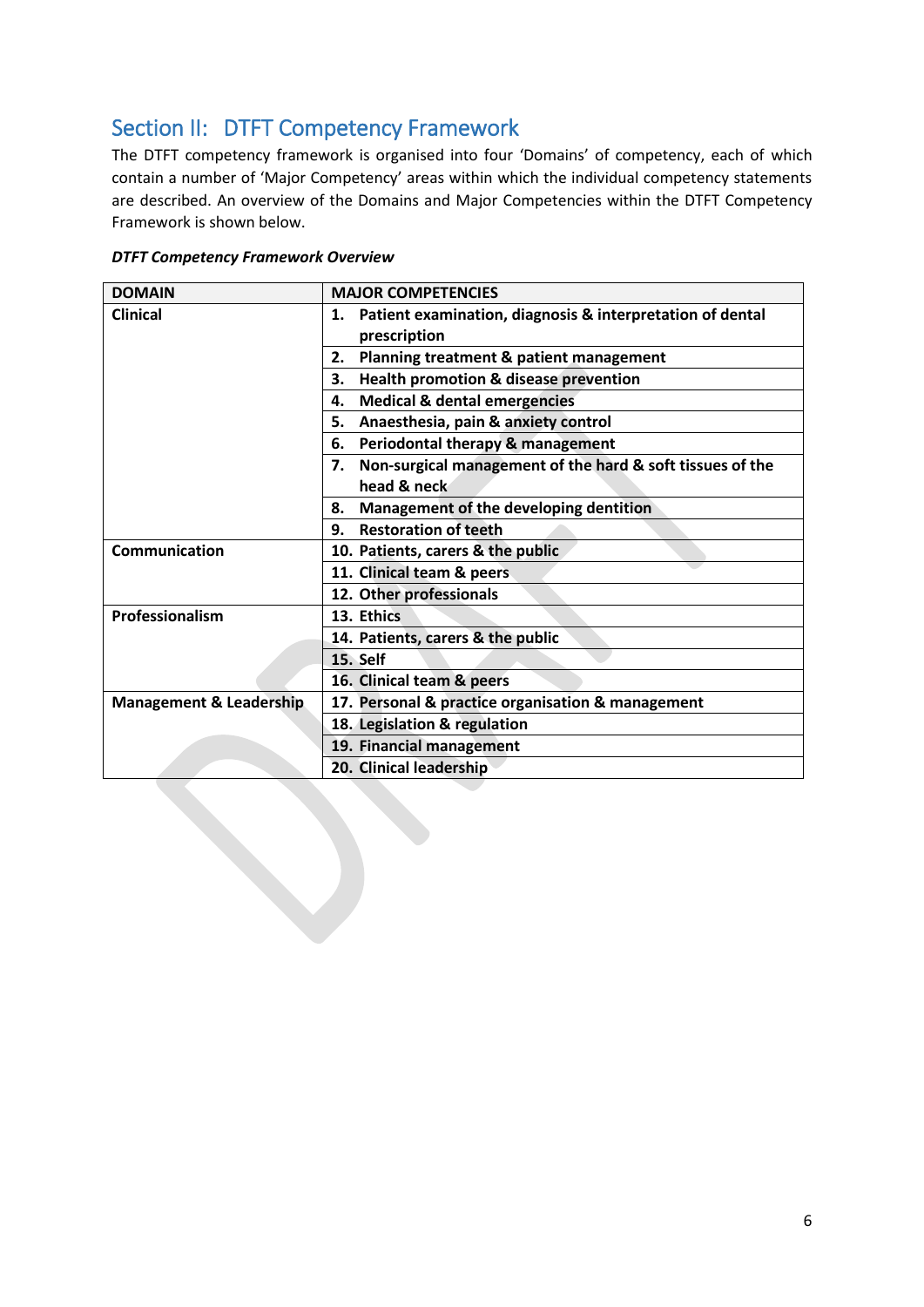## Section II: DTFT Competency Framework

The DTFT competency framework is organised into four 'Domains' of competency, each of which contain a number of 'Major Competency' areas within which the individual competency statements are described. An overview of the Domains and Major Competencies within the DTFT Competency Framework is shown below.

***DTFT Competency Framework Overview***

| DOMAIN | MAJOR COMPETENCIES |
|---|---|
| **Clinical** | **1. Patient examination, diagnosis & interpretation of dental prescription** |
| | **2. Planning treatment & patient management** |
| | **3. Health promotion & disease prevention** |
| | **4. Medical & dental emergencies** |
| | **5. Anaesthesia, pain & anxiety control** |
| | **6. Periodontal therapy & management** |
| | **7. Non-surgical management of the hard & soft tissues of the head & neck** |
| | **8. Management of the developing dentition** |
| | **9. Restoration of teeth** |
| **Communication** | **10. Patients, carers & the public** |
| | **11. Clinical team & peers** |
| | **12. Other professionals** |
| **Professionalism** | **13. Ethics** |
| | **14. Patients, carers & the public** |
| | **15. Self** |
| | **16. Clinical team & peers** |
| **Management & Leadership** | **17. Personal & practice organisation & management** |
| | **18. Legislation & regulation** |
| | **19. Financial management** |
| | **20. Clinical leadership** |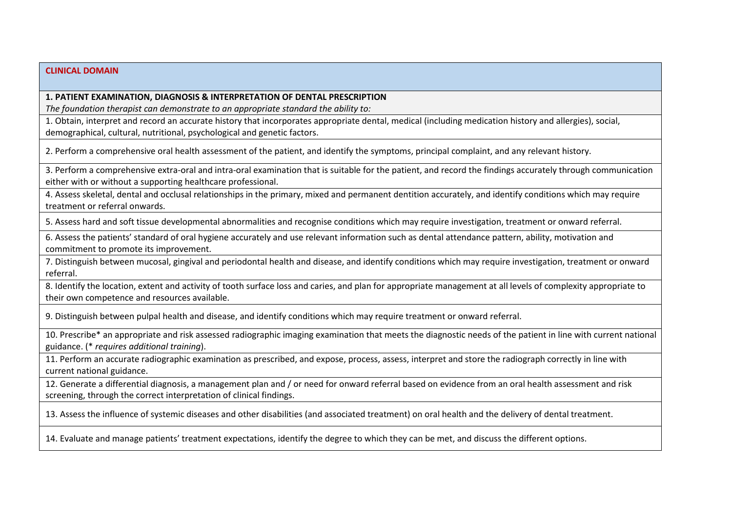## CLINICAL DOMAIN

### 1. PATIENT EXAMINATION, DIAGNOSIS & INTERPRETATION OF DENTAL PRESCRIPTION

*The foundation therapist can demonstrate to an appropriate standard the ability to:*

1. Obtain, interpret and record an accurate history that incorporates appropriate dental, medical (including medication history and allergies), social, demographical, cultural, nutritional, psychological and genetic factors.

2. Perform a comprehensive oral health assessment of the patient, and identify the symptoms, principal complaint, and any relevant history.

3. Perform a comprehensive extra-oral and intra-oral examination that is suitable for the patient, and record the findings accurately through communication either with or without a supporting healthcare professional.

4. Assess skeletal, dental and occlusal relationships in the primary, mixed and permanent dentition accurately, and identify conditions which may require treatment or referral onwards.

5. Assess hard and soft tissue developmental abnormalities and recognise conditions which may require investigation, treatment or onward referral.

6. Assess the patients' standard of oral hygiene accurately and use relevant information such as dental attendance pattern, ability, motivation and commitment to promote its improvement.

7. Distinguish between mucosal, gingival and periodontal health and disease, and identify conditions which may require investigation, treatment or onward referral.

8. Identify the location, extent and activity of tooth surface loss and caries, and plan for appropriate management at all levels of complexity appropriate to their own competence and resources available.

9. Distinguish between pulpal health and disease, and identify conditions which may require treatment or onward referral.

10. Prescribe* an appropriate and risk assessed radiographic imaging examination that meets the diagnostic needs of the patient in line with current national guidance. (* *requires additional training*).

11. Perform an accurate radiographic examination as prescribed, and expose, process, assess, interpret and store the radiograph correctly in line with current national guidance.

12. Generate a differential diagnosis, a management plan and / or need for onward referral based on evidence from an oral health assessment and risk screening, through the correct interpretation of clinical findings.

13. Assess the influence of systemic diseases and other disabilities (and associated treatment) on oral health and the delivery of dental treatment.

14. Evaluate and manage patients' treatment expectations, identify the degree to which they can be met, and discuss the different options.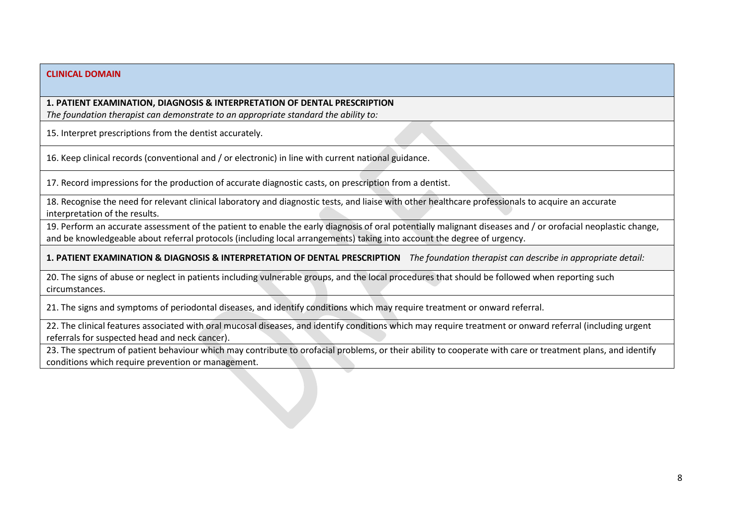**CLINICAL DOMAIN**

**1. PATIENT EXAMINATION, DIAGNOSIS & INTERPRETATION OF DENTAL PRESCRIPTION**
*The foundation therapist can demonstrate to an appropriate standard the ability to:*

15. Interpret prescriptions from the dentist accurately.

16. Keep clinical records (conventional and / or electronic) in line with current national guidance.

17. Record impressions for the production of accurate diagnostic casts, on prescription from a dentist.

18. Recognise the need for relevant clinical laboratory and diagnostic tests, and liaise with other healthcare professionals to acquire an accurate interpretation of the results.

19. Perform an accurate assessment of the patient to enable the early diagnosis of oral potentially malignant diseases and / or orofacial neoplastic change, and be knowledgeable about referral protocols (including local arrangements) taking into account the degree of urgency.

**1. PATIENT EXAMINATION & DIAGNOSIS & INTERPRETATION OF DENTAL PRESCRIPTION** *The foundation therapist can describe in appropriate detail:*

20. The signs of abuse or neglect in patients including vulnerable groups, and the local procedures that should be followed when reporting such circumstances.

21. The signs and symptoms of periodontal diseases, and identify conditions which may require treatment or onward referral.

22. The clinical features associated with oral mucosal diseases, and identify conditions which may require treatment or onward referral (including urgent referrals for suspected head and neck cancer).

23. The spectrum of patient behaviour which may contribute to orofacial problems, or their ability to cooperate with care or treatment plans, and identify conditions which require prevention or management.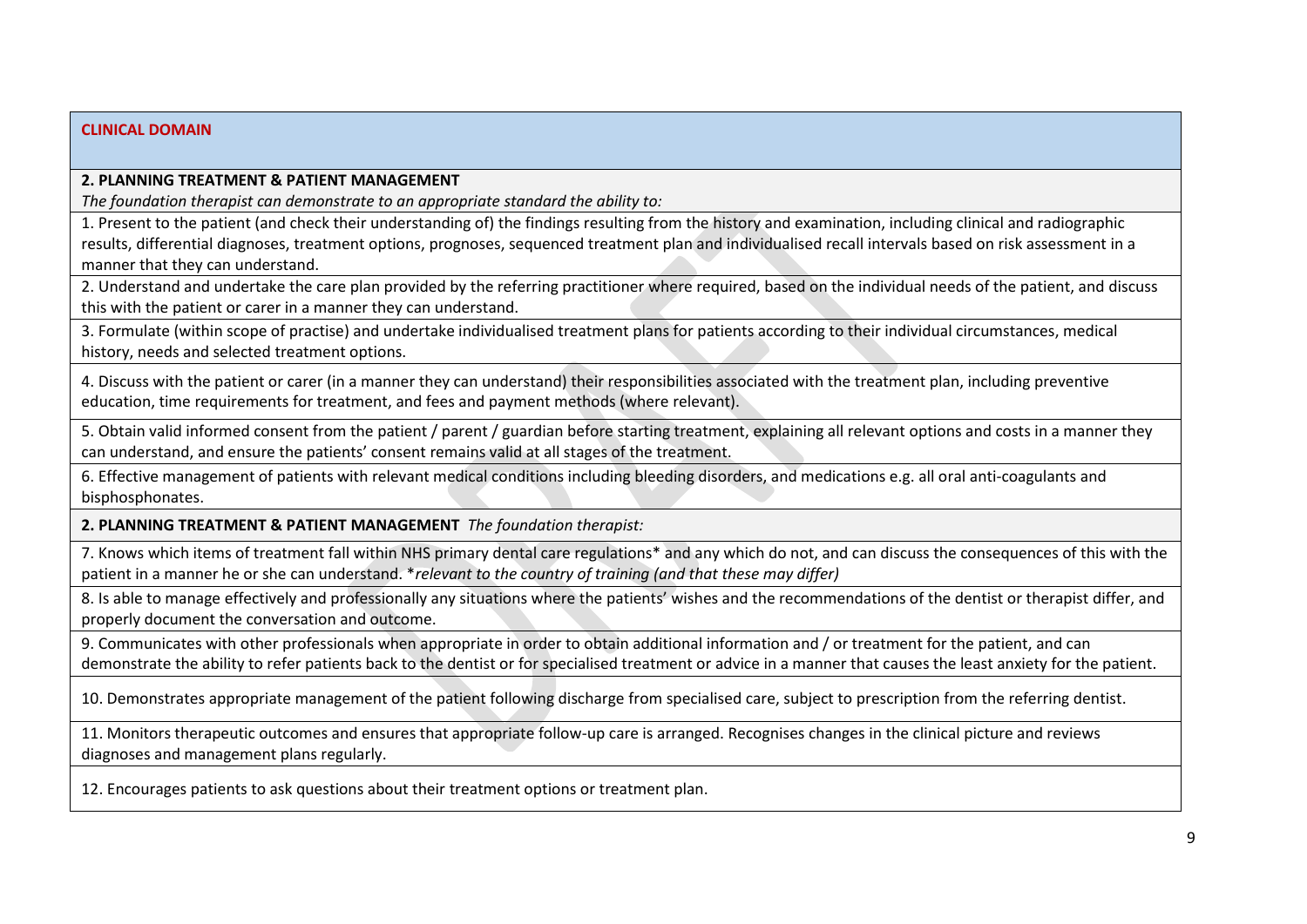**CLINICAL DOMAIN**

**2. PLANNING TREATMENT & PATIENT MANAGEMENT**

*The foundation therapist can demonstrate to an appropriate standard the ability to:*

1. Present to the patient (and check their understanding of) the findings resulting from the history and examination, including clinical and radiographic results, differential diagnoses, treatment options, prognoses, sequenced treatment plan and individualised recall intervals based on risk assessment in a manner that they can understand.

2. Understand and undertake the care plan provided by the referring practitioner where required, based on the individual needs of the patient, and discuss this with the patient or carer in a manner they can understand.

3. Formulate (within scope of practise) and undertake individualised treatment plans for patients according to their individual circumstances, medical history, needs and selected treatment options.

4. Discuss with the patient or carer (in a manner they can understand) their responsibilities associated with the treatment plan, including preventive education, time requirements for treatment, and fees and payment methods (where relevant).

5. Obtain valid informed consent from the patient / parent / guardian before starting treatment, explaining all relevant options and costs in a manner they can understand, and ensure the patients' consent remains valid at all stages of the treatment.

6. Effective management of patients with relevant medical conditions including bleeding disorders, and medications e.g. all oral anti-coagulants and bisphosphonates.

**2. PLANNING TREATMENT & PATIENT MANAGEMENT** *The foundation therapist:*

7. Knows which items of treatment fall within NHS primary dental care regulations* and any which do not, and can discuss the consequences of this with the patient in a manner he or she can understand. **relevant to the country of training (and that these may differ)*

8. Is able to manage effectively and professionally any situations where the patients' wishes and the recommendations of the dentist or therapist differ, and properly document the conversation and outcome.

9. Communicates with other professionals when appropriate in order to obtain additional information and / or treatment for the patient, and can demonstrate the ability to refer patients back to the dentist or for specialised treatment or advice in a manner that causes the least anxiety for the patient.

10. Demonstrates appropriate management of the patient following discharge from specialised care, subject to prescription from the referring dentist.

11. Monitors therapeutic outcomes and ensures that appropriate follow-up care is arranged. Recognises changes in the clinical picture and reviews diagnoses and management plans regularly.

12. Encourages patients to ask questions about their treatment options or treatment plan.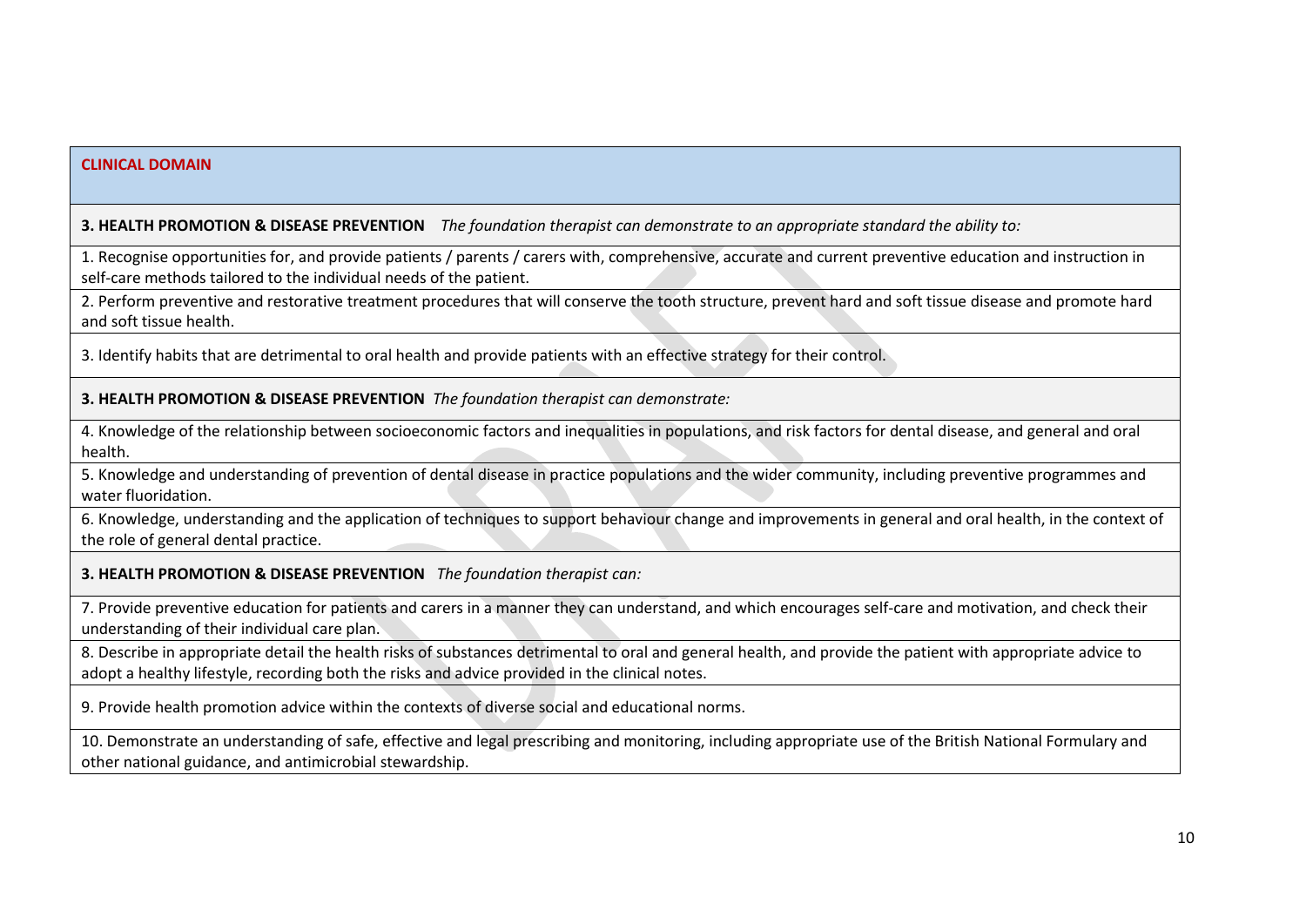| CLINICAL DOMAIN |
| --- |
| **3. HEALTH PROMOTION & DISEASE PREVENTION** *The foundation therapist can demonstrate to an appropriate standard the ability to:* |
| 1. Recognise opportunities for, and provide patients / parents / carers with, comprehensive, accurate and current preventive education and instruction in self-care methods tailored to the individual needs of the patient. |
| 2. Perform preventive and restorative treatment procedures that will conserve the tooth structure, prevent hard and soft tissue disease and promote hard and soft tissue health. |
| 3. Identify habits that are detrimental to oral health and provide patients with an effective strategy for their control. |
| **3. HEALTH PROMOTION & DISEASE PREVENTION** *The foundation therapist can demonstrate:* |
| 4. Knowledge of the relationship between socioeconomic factors and inequalities in populations, and risk factors for dental disease, and general and oral health. |
| 5. Knowledge and understanding of prevention of dental disease in practice populations and the wider community, including preventive programmes and water fluoridation. |
| 6. Knowledge, understanding and the application of techniques to support behaviour change and improvements in general and oral health, in the context of the role of general dental practice. |
| **3. HEALTH PROMOTION & DISEASE PREVENTION** *The foundation therapist can:* |
| 7. Provide preventive education for patients and carers in a manner they can understand, and which encourages self-care and motivation, and check their understanding of their individual care plan. |
| 8. Describe in appropriate detail the health risks of substances detrimental to oral and general health, and provide the patient with appropriate advice to adopt a healthy lifestyle, recording both the risks and advice provided in the clinical notes. |
| 9. Provide health promotion advice within the contexts of diverse social and educational norms. |
| 10. Demonstrate an understanding of safe, effective and legal prescribing and monitoring, including appropriate use of the British National Formulary and other national guidance, and antimicrobial stewardship. |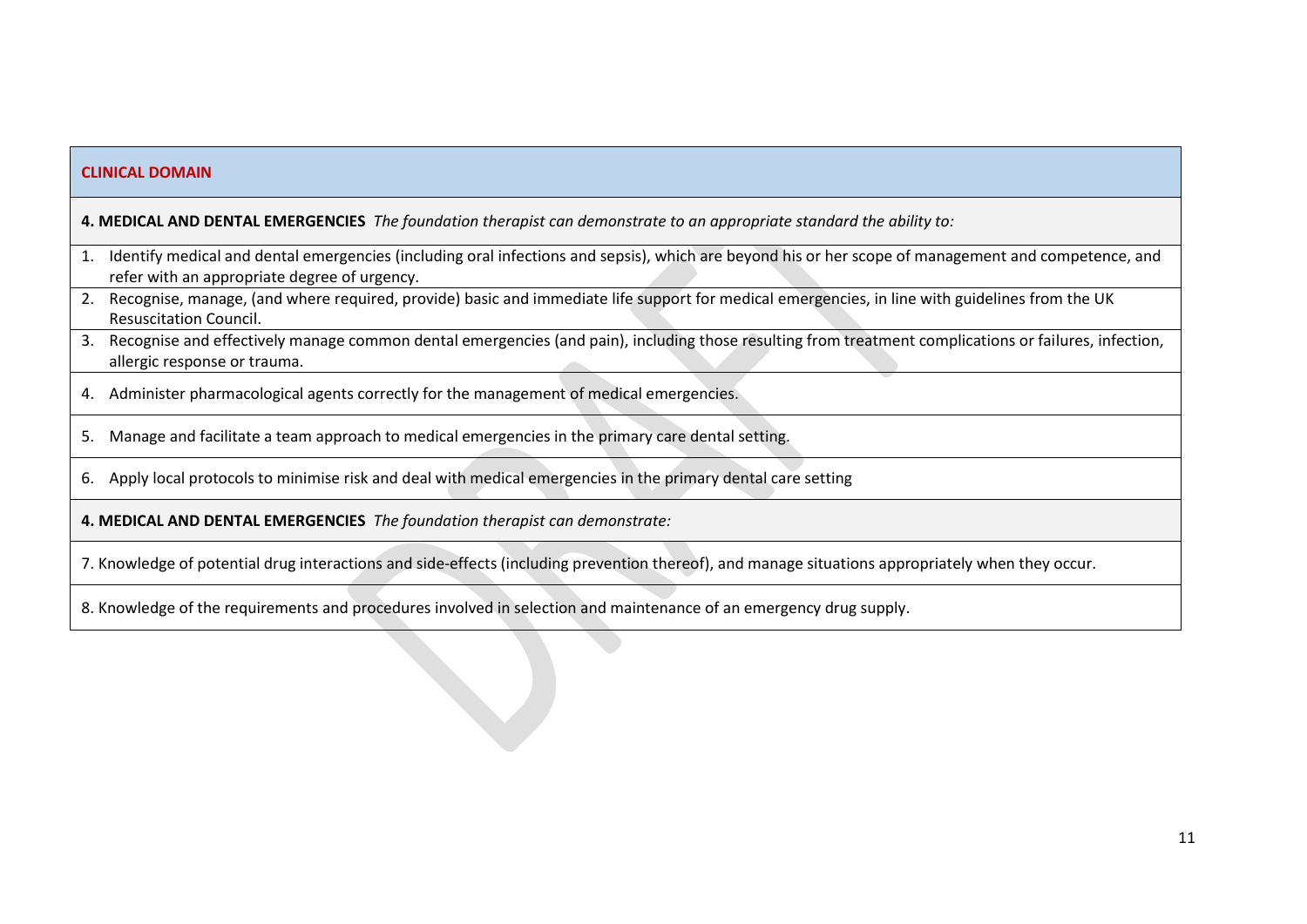| CLINICAL DOMAIN |
|---|
| **4. MEDICAL AND DENTAL EMERGENCIES** *The foundation therapist can demonstrate to an appropriate standard the ability to:* |
| 1. Identify medical and dental emergencies (including oral infections and sepsis), which are beyond his or her scope of management and competence, and refer with an appropriate degree of urgency. |
| 2. Recognise, manage, (and where required, provide) basic and immediate life support for medical emergencies, in line with guidelines from the UK Resuscitation Council. |
| 3. Recognise and effectively manage common dental emergencies (and pain), including those resulting from treatment complications or failures, infection, allergic response or trauma. |
| 4. Administer pharmacological agents correctly for the management of medical emergencies. |
| 5. Manage and facilitate a team approach to medical emergencies in the primary care dental setting. |
| 6. Apply local protocols to minimise risk and deal with medical emergencies in the primary dental care setting |
| **4. MEDICAL AND DENTAL EMERGENCIES** *The foundation therapist can demonstrate:* |
| 7. Knowledge of potential drug interactions and side-effects (including prevention thereof), and manage situations appropriately when they occur. |
| 8. Knowledge of the requirements and procedures involved in selection and maintenance of an emergency drug supply. |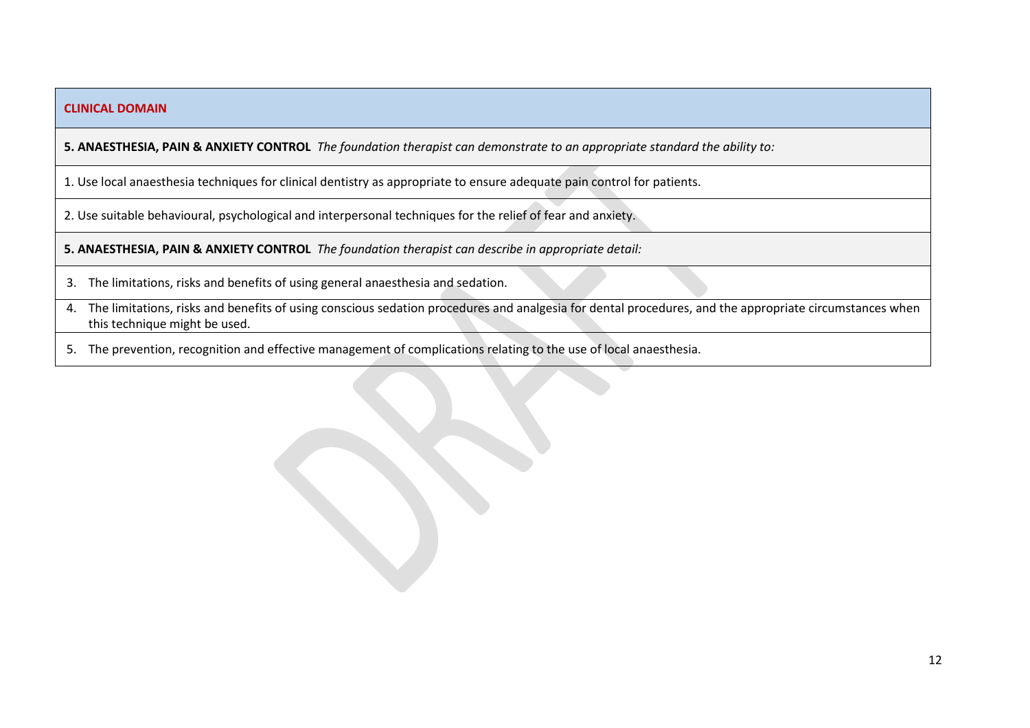| CLINICAL DOMAIN |
|---|
| **5. ANAESTHESIA, PAIN & ANXIETY CONTROL** *The foundation therapist can demonstrate to an appropriate standard the ability to:* |
| 1. Use local anaesthesia techniques for clinical dentistry as appropriate to ensure adequate pain control for patients. |
| 2. Use suitable behavioural, psychological and interpersonal techniques for the relief of fear and anxiety. |
| **5. ANAESTHESIA, PAIN & ANXIETY CONTROL** *The foundation therapist can describe in appropriate detail:* |
| 3. The limitations, risks and benefits of using general anaesthesia and sedation. |
| 4. The limitations, risks and benefits of using conscious sedation procedures and analgesia for dental procedures, and the appropriate circumstances when this technique might be used. |
| 5. The prevention, recognition and effective management of complications relating to the use of local anaesthesia. |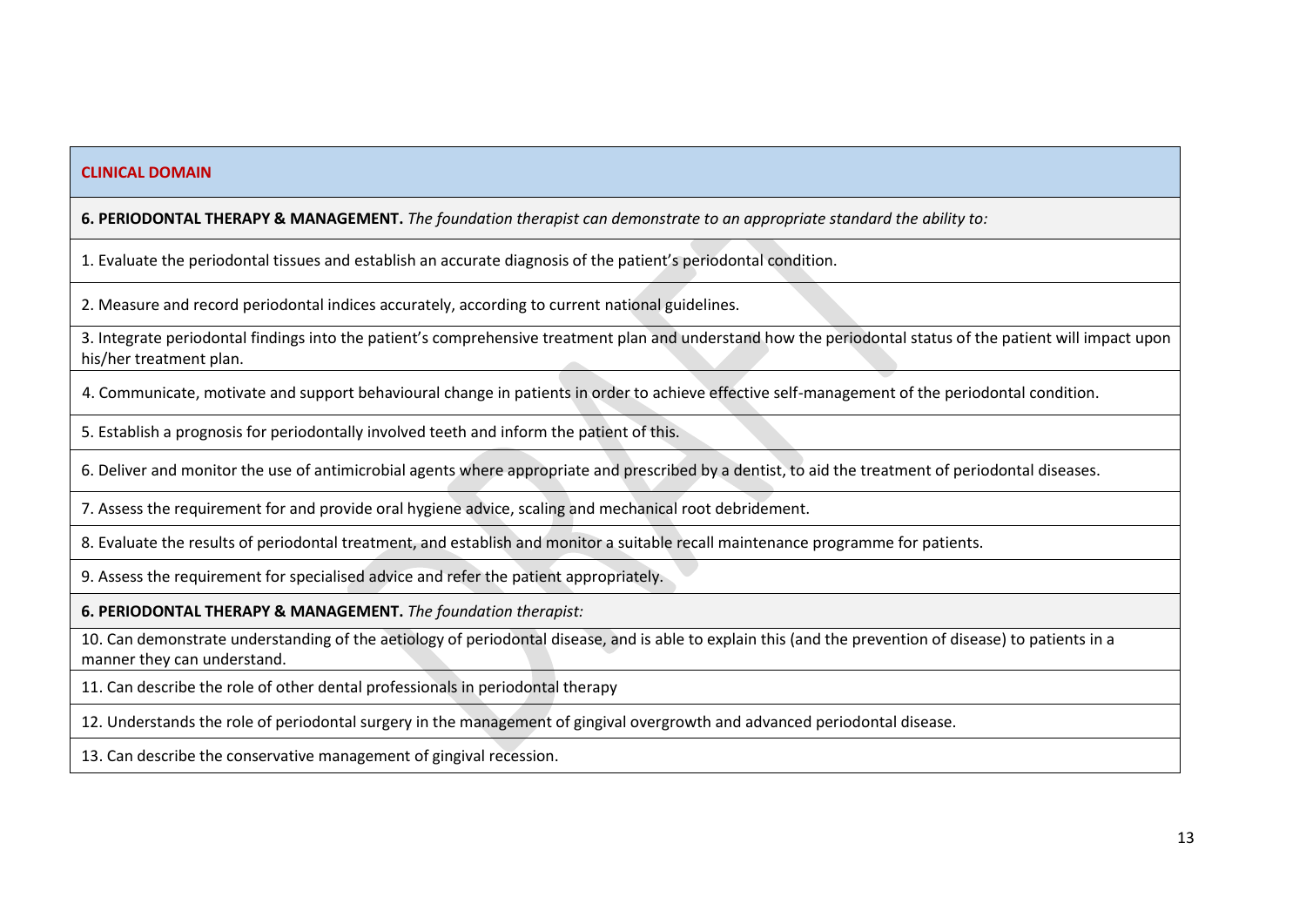**CLINICAL DOMAIN**

**6. PERIODONTAL THERAPY & MANAGEMENT.** *The foundation therapist can demonstrate to an appropriate standard the ability to:*

1. Evaluate the periodontal tissues and establish an accurate diagnosis of the patient's periodontal condition.

2. Measure and record periodontal indices accurately, according to current national guidelines.

3. Integrate periodontal findings into the patient's comprehensive treatment plan and understand how the periodontal status of the patient will impact upon his/her treatment plan.

4. Communicate, motivate and support behavioural change in patients in order to achieve effective self-management of the periodontal condition.

5. Establish a prognosis for periodontally involved teeth and inform the patient of this.

6. Deliver and monitor the use of antimicrobial agents where appropriate and prescribed by a dentist, to aid the treatment of periodontal diseases.

7. Assess the requirement for and provide oral hygiene advice, scaling and mechanical root debridement.

8. Evaluate the results of periodontal treatment, and establish and monitor a suitable recall maintenance programme for patients.

9. Assess the requirement for specialised advice and refer the patient appropriately.

**6. PERIODONTAL THERAPY & MANAGEMENT.** *The foundation therapist:*

10. Can demonstrate understanding of the aetiology of periodontal disease, and is able to explain this (and the prevention of disease) to patients in a manner they can understand.

11. Can describe the role of other dental professionals in periodontal therapy

12. Understands the role of periodontal surgery in the management of gingival overgrowth and advanced periodontal disease.

13. Can describe the conservative management of gingival recession.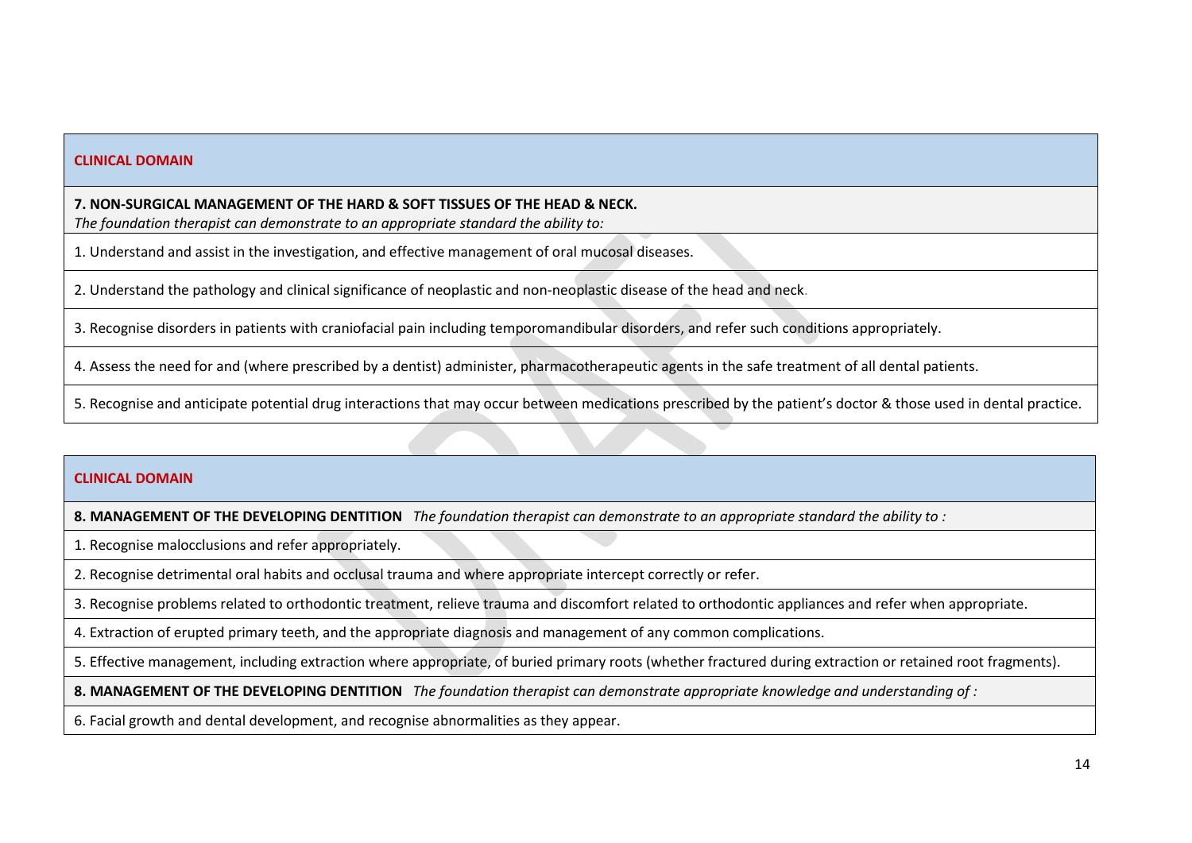| CLINICAL DOMAIN |
| --- |
| **7. NON-SURGICAL MANAGEMENT OF THE HARD & SOFT TISSUES OF THE HEAD & NECK.** *The foundation therapist can demonstrate to an appropriate standard the ability to:* |
| 1. Understand and assist in the investigation, and effective management of oral mucosal diseases. |
| 2. Understand the pathology and clinical significance of neoplastic and non-neoplastic disease of the head and neck. |
| 3. Recognise disorders in patients with craniofacial pain including temporomandibular disorders, and refer such conditions appropriately. |
| 4. Assess the need for and (where prescribed by a dentist) administer, pharmacotherapeutic agents in the safe treatment of all dental patients. |
| 5. Recognise and anticipate potential drug interactions that may occur between medications prescribed by the patient's doctor & those used in dental practice. |

| CLINICAL DOMAIN |
| --- |
| **8. MANAGEMENT OF THE DEVELOPING DENTITION** *The foundation therapist can demonstrate to an appropriate standard the ability to :* |
| 1. Recognise malocclusions and refer appropriately. |
| 2. Recognise detrimental oral habits and occlusal trauma and where appropriate intercept correctly or refer. |
| 3. Recognise problems related to orthodontic treatment, relieve trauma and discomfort related to orthodontic appliances and refer when appropriate. |
| 4. Extraction of erupted primary teeth, and the appropriate diagnosis and management of any common complications. |
| 5. Effective management, including extraction where appropriate, of buried primary roots (whether fractured during extraction or retained root fragments). |
| **8. MANAGEMENT OF THE DEVELOPING DENTITION** *The foundation therapist can demonstrate appropriate knowledge and understanding of :* |
| 6. Facial growth and dental development, and recognise abnormalities as they appear. |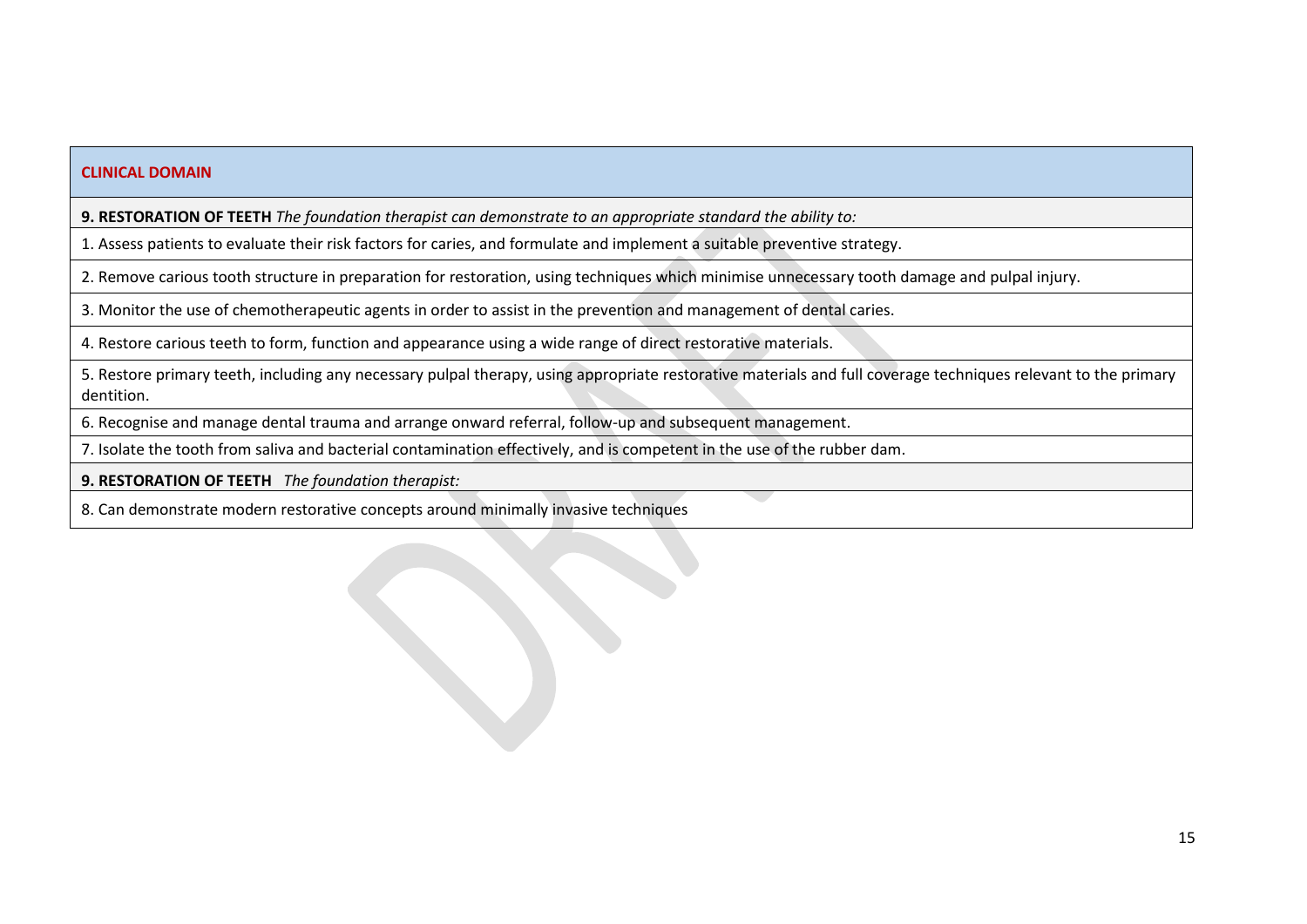| **CLINICAL DOMAIN** |
|---|
| **9. RESTORATION OF TEETH** *The foundation therapist can demonstrate to an appropriate standard the ability to:* |
| 1. Assess patients to evaluate their risk factors for caries, and formulate and implement a suitable preventive strategy. |
| 2. Remove carious tooth structure in preparation for restoration, using techniques which minimise unnecessary tooth damage and pulpal injury. |
| 3. Monitor the use of chemotherapeutic agents in order to assist in the prevention and management of dental caries. |
| 4. Restore carious teeth to form, function and appearance using a wide range of direct restorative materials. |
| 5. Restore primary teeth, including any necessary pulpal therapy, using appropriate restorative materials and full coverage techniques relevant to the primary dentition. |
| 6. Recognise and manage dental trauma and arrange onward referral, follow-up and subsequent management. |
| 7. Isolate the tooth from saliva and bacterial contamination effectively, and is competent in the use of the rubber dam. |
| **9. RESTORATION OF TEETH** *The foundation therapist:* |
| 8. Can demonstrate modern restorative concepts around minimally invasive techniques |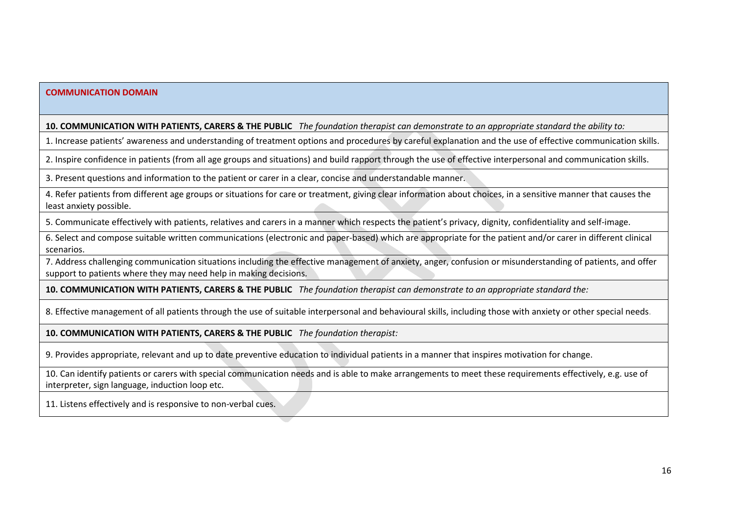| **COMMUNICATION DOMAIN** |
|---|
| **10. COMMUNICATION WITH PATIENTS, CARERS & THE PUBLIC** *The foundation therapist can demonstrate to an appropriate standard the ability to:* |
| 1. Increase patients' awareness and understanding of treatment options and procedures by careful explanation and the use of effective communication skills. |
| 2. Inspire confidence in patients (from all age groups and situations) and build rapport through the use of effective interpersonal and communication skills. |
| 3. Present questions and information to the patient or carer in a clear, concise and understandable manner. |
| 4. Refer patients from different age groups or situations for care or treatment, giving clear information about choices, in a sensitive manner that causes the least anxiety possible. |
| 5. Communicate effectively with patients, relatives and carers in a manner which respects the patient's privacy, dignity, confidentiality and self-image. |
| 6. Select and compose suitable written communications (electronic and paper-based) which are appropriate for the patient and/or carer in different clinical scenarios. |
| 7. Address challenging communication situations including the effective management of anxiety, anger, confusion or misunderstanding of patients, and offer support to patients where they may need help in making decisions. |
| **10. COMMUNICATION WITH PATIENTS, CARERS & THE PUBLIC** *The foundation therapist can demonstrate to an appropriate standard the:* |
| 8. Effective management of all patients through the use of suitable interpersonal and behavioural skills, including those with anxiety or other special needs. |
| **10. COMMUNICATION WITH PATIENTS, CARERS & THE PUBLIC** *The foundation therapist:* |
| 9. Provides appropriate, relevant and up to date preventive education to individual patients in a manner that inspires motivation for change. |
| 10. Can identify patients or carers with special communication needs and is able to make arrangements to meet these requirements effectively, e.g. use of interpreter, sign language, induction loop etc. |
| 11. Listens effectively and is responsive to non-verbal cues. |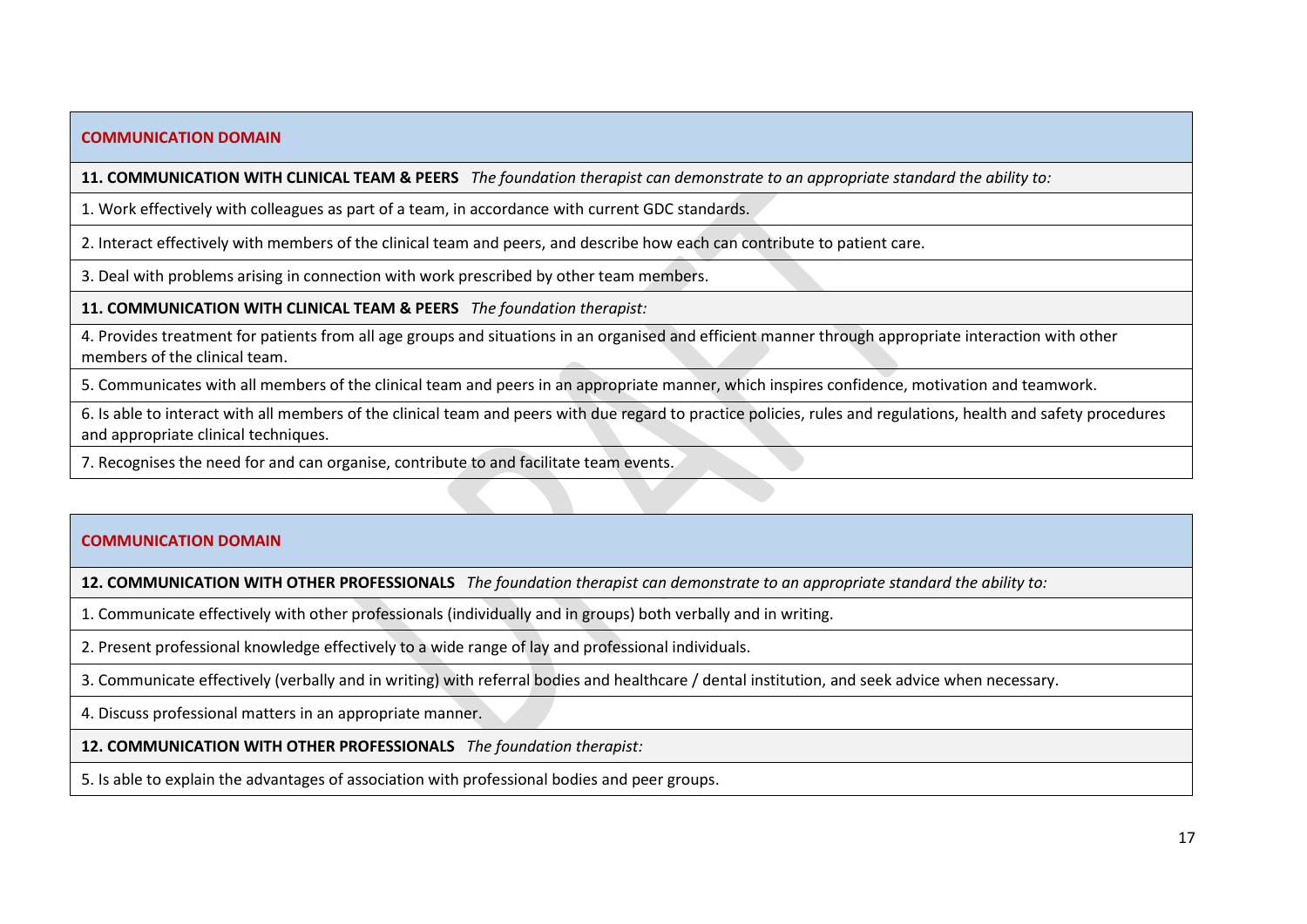| **COMMUNICATION DOMAIN** |
|---|
| **11. COMMUNICATION WITH CLINICAL TEAM & PEERS** *The foundation therapist can demonstrate to an appropriate standard the ability to:* |
| 1. Work effectively with colleagues as part of a team, in accordance with current GDC standards. |
| 2. Interact effectively with members of the clinical team and peers, and describe how each can contribute to patient care. |
| 3. Deal with problems arising in connection with work prescribed by other team members. |
| **11. COMMUNICATION WITH CLINICAL TEAM & PEERS** *The foundation therapist:* |
| 4. Provides treatment for patients from all age groups and situations in an organised and efficient manner through appropriate interaction with other members of the clinical team. |
| 5. Communicates with all members of the clinical team and peers in an appropriate manner, which inspires confidence, motivation and teamwork. |
| 6. Is able to interact with all members of the clinical team and peers with due regard to practice policies, rules and regulations, health and safety procedures and appropriate clinical techniques. |
| 7. Recognises the need for and can organise, contribute to and facilitate team events. |

| **COMMUNICATION DOMAIN** |
|---|
| **12. COMMUNICATION WITH OTHER PROFESSIONALS** *The foundation therapist can demonstrate to an appropriate standard the ability to:* |
| 1. Communicate effectively with other professionals (individually and in groups) both verbally and in writing. |
| 2. Present professional knowledge effectively to a wide range of lay and professional individuals. |
| 3. Communicate effectively (verbally and in writing) with referral bodies and healthcare / dental institution, and seek advice when necessary. |
| 4. Discuss professional matters in an appropriate manner. |
| **12. COMMUNICATION WITH OTHER PROFESSIONALS** *The foundation therapist:* |
| 5. Is able to explain the advantages of association with professional bodies and peer groups. |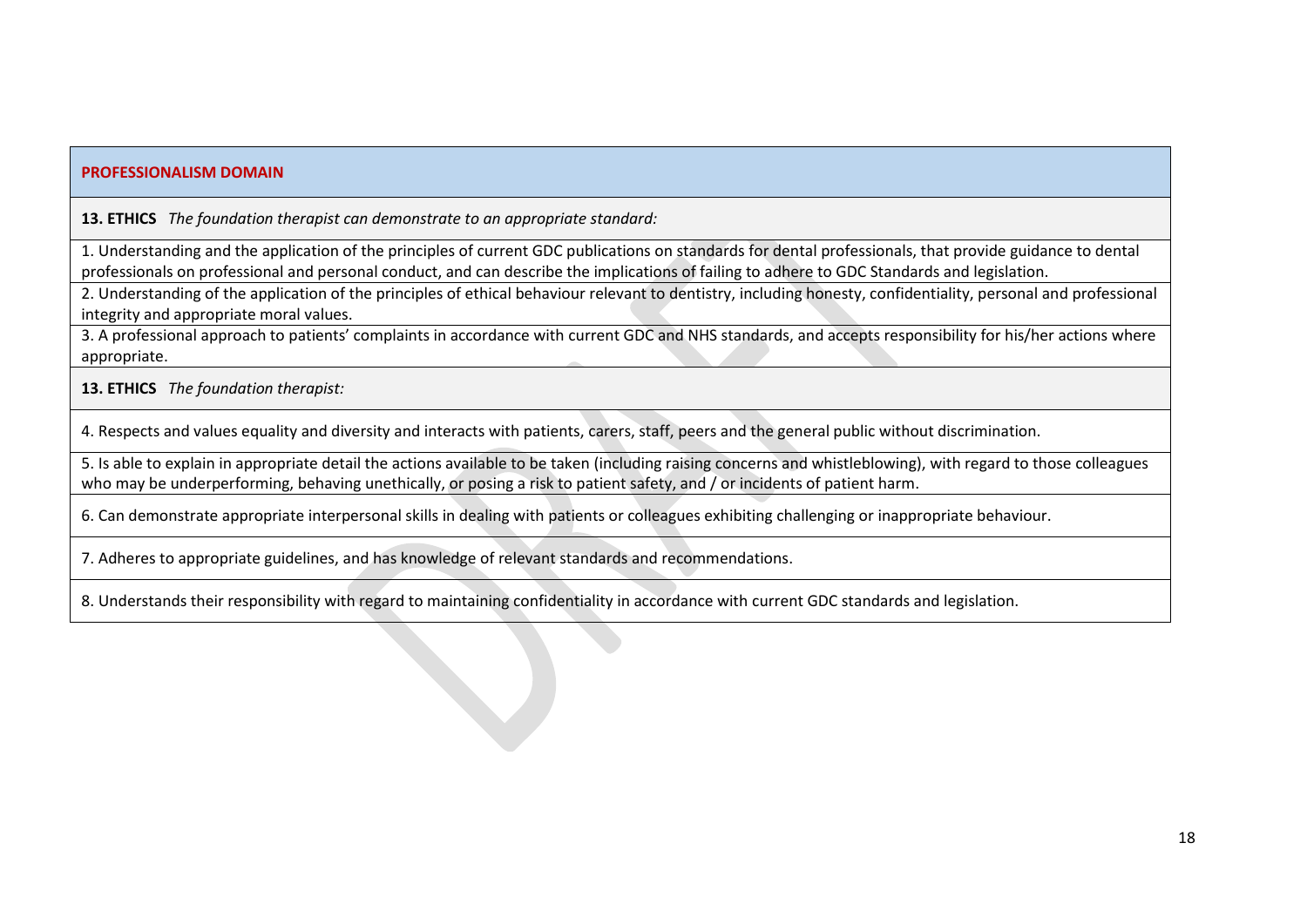## PROFESSIONALISM DOMAIN

**13. ETHICS** *The foundation therapist can demonstrate to an appropriate standard:*

1. Understanding and the application of the principles of current GDC publications on standards for dental professionals, that provide guidance to dental professionals on professional and personal conduct, and can describe the implications of failing to adhere to GDC Standards and legislation.
2. Understanding of the application of the principles of ethical behaviour relevant to dentistry, including honesty, confidentiality, personal and professional integrity and appropriate moral values.
3. A professional approach to patients' complaints in accordance with current GDC and NHS standards, and accepts responsibility for his/her actions where appropriate.

**13. ETHICS** *The foundation therapist:*

4. Respects and values equality and diversity and interacts with patients, carers, staff, peers and the general public without discrimination.
5. Is able to explain in appropriate detail the actions available to be taken (including raising concerns and whistleblowing), with regard to those colleagues who may be underperforming, behaving unethically, or posing a risk to patient safety, and / or incidents of patient harm.
6. Can demonstrate appropriate interpersonal skills in dealing with patients or colleagues exhibiting challenging or inappropriate behaviour.
7. Adheres to appropriate guidelines, and has knowledge of relevant standards and recommendations.
8. Understands their responsibility with regard to maintaining confidentiality in accordance with current GDC standards and legislation.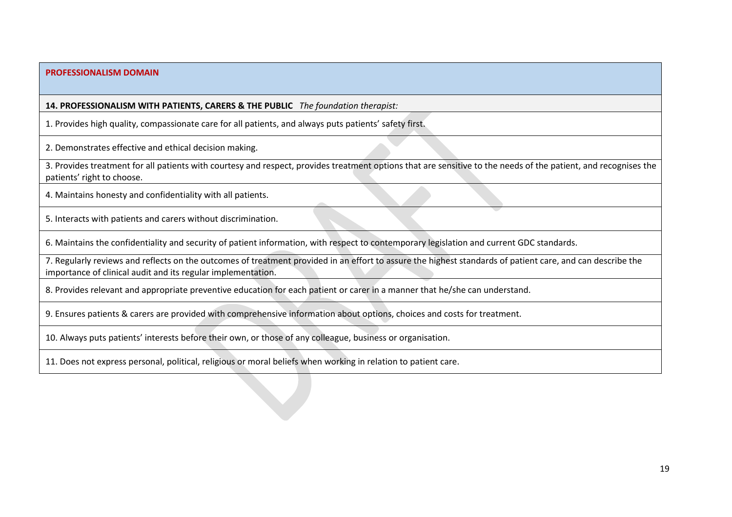## PROFESSIONALISM DOMAIN

**14. PROFESSIONALISM WITH PATIENTS, CARERS & THE PUBLIC** *The foundation therapist:*

1. Provides high quality, compassionate care for all patients, and always puts patients' safety first.
2. Demonstrates effective and ethical decision making.
3. Provides treatment for all patients with courtesy and respect, provides treatment options that are sensitive to the needs of the patient, and recognises the patients' right to choose.
4. Maintains honesty and confidentiality with all patients.
5. Interacts with patients and carers without discrimination.
6. Maintains the confidentiality and security of patient information, with respect to contemporary legislation and current GDC standards.
7. Regularly reviews and reflects on the outcomes of treatment provided in an effort to assure the highest standards of patient care, and can describe the importance of clinical audit and its regular implementation.
8. Provides relevant and appropriate preventive education for each patient or carer in a manner that he/she can understand.
9. Ensures patients & carers are provided with comprehensive information about options, choices and costs for treatment.
10. Always puts patients' interests before their own, or those of any colleague, business or organisation.
11. Does not express personal, political, religious or moral beliefs when working in relation to patient care.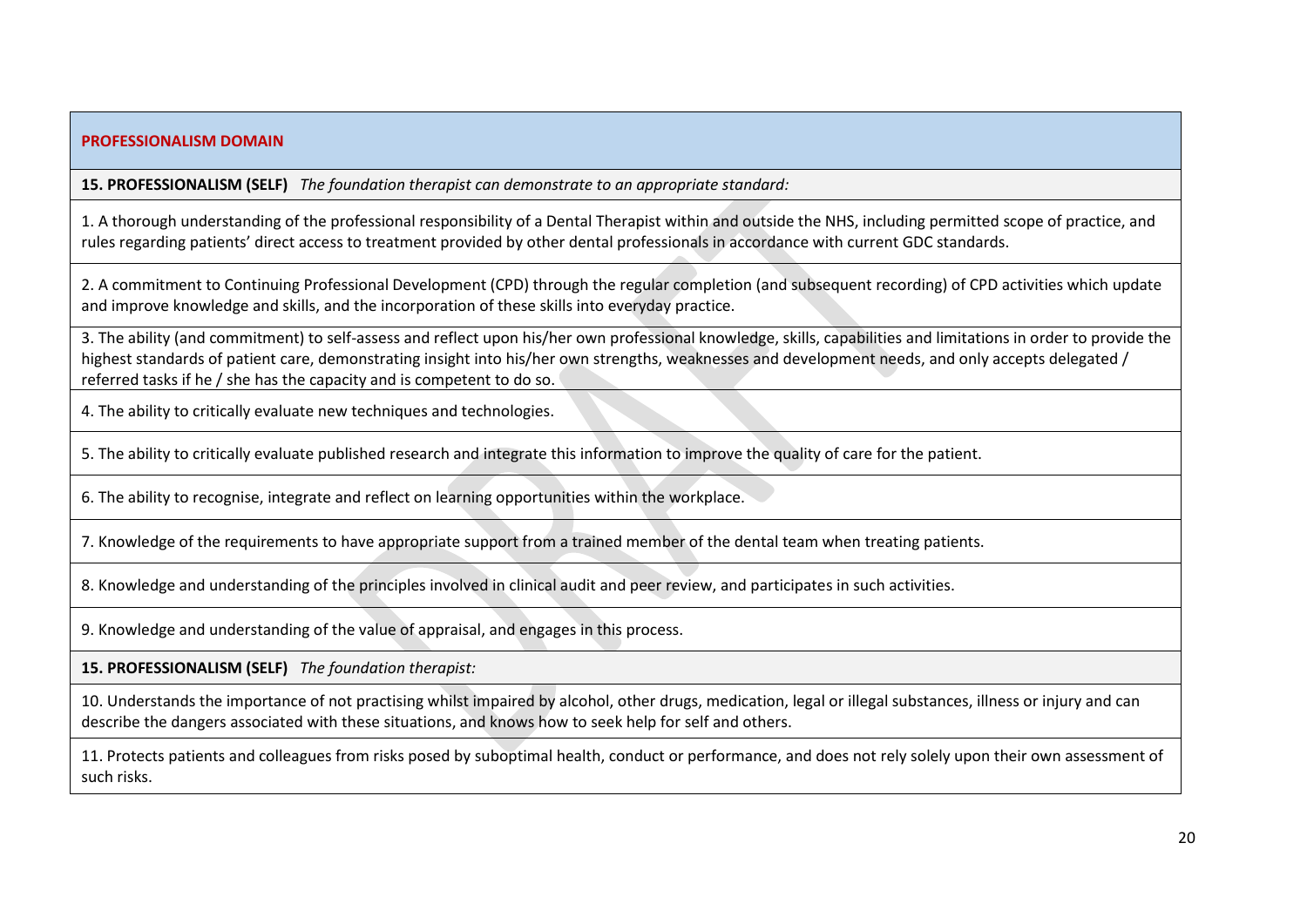## PROFESSIONALISM DOMAIN

**15. PROFESSIONALISM (SELF)** *The foundation therapist can demonstrate to an appropriate standard:*

1. A thorough understanding of the professional responsibility of a Dental Therapist within and outside the NHS, including permitted scope of practice, and rules regarding patients' direct access to treatment provided by other dental professionals in accordance with current GDC standards.

2. A commitment to Continuing Professional Development (CPD) through the regular completion (and subsequent recording) of CPD activities which update and improve knowledge and skills, and the incorporation of these skills into everyday practice.

3. The ability (and commitment) to self-assess and reflect upon his/her own professional knowledge, skills, capabilities and limitations in order to provide the highest standards of patient care, demonstrating insight into his/her own strengths, weaknesses and development needs, and only accepts delegated / referred tasks if he / she has the capacity and is competent to do so.

4. The ability to critically evaluate new techniques and technologies.

5. The ability to critically evaluate published research and integrate this information to improve the quality of care for the patient.

6. The ability to recognise, integrate and reflect on learning opportunities within the workplace.

7. Knowledge of the requirements to have appropriate support from a trained member of the dental team when treating patients.

8. Knowledge and understanding of the principles involved in clinical audit and peer review, and participates in such activities.

9. Knowledge and understanding of the value of appraisal, and engages in this process.

**15. PROFESSIONALISM (SELF)** *The foundation therapist:*

10. Understands the importance of not practising whilst impaired by alcohol, other drugs, medication, legal or illegal substances, illness or injury and can describe the dangers associated with these situations, and knows how to seek help for self and others.

11. Protects patients and colleagues from risks posed by suboptimal health, conduct or performance, and does not rely solely upon their own assessment of such risks.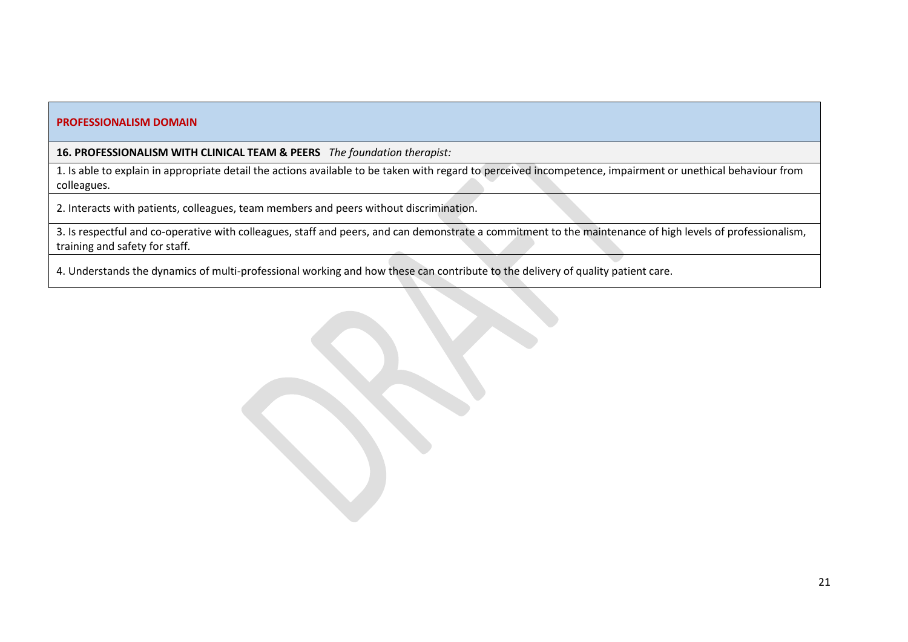| PROFESSIONALISM DOMAIN |
|---|
| **16. PROFESSIONALISM WITH CLINICAL TEAM & PEERS** *The foundation therapist:* |
| 1. Is able to explain in appropriate detail the actions available to be taken with regard to perceived incompetence, impairment or unethical behaviour from colleagues. |
| 2. Interacts with patients, colleagues, team members and peers without discrimination. |
| 3. Is respectful and co-operative with colleagues, staff and peers, and can demonstrate a commitment to the maintenance of high levels of professionalism, training and safety for staff. |
| 4. Understands the dynamics of multi-professional working and how these can contribute to the delivery of quality patient care. |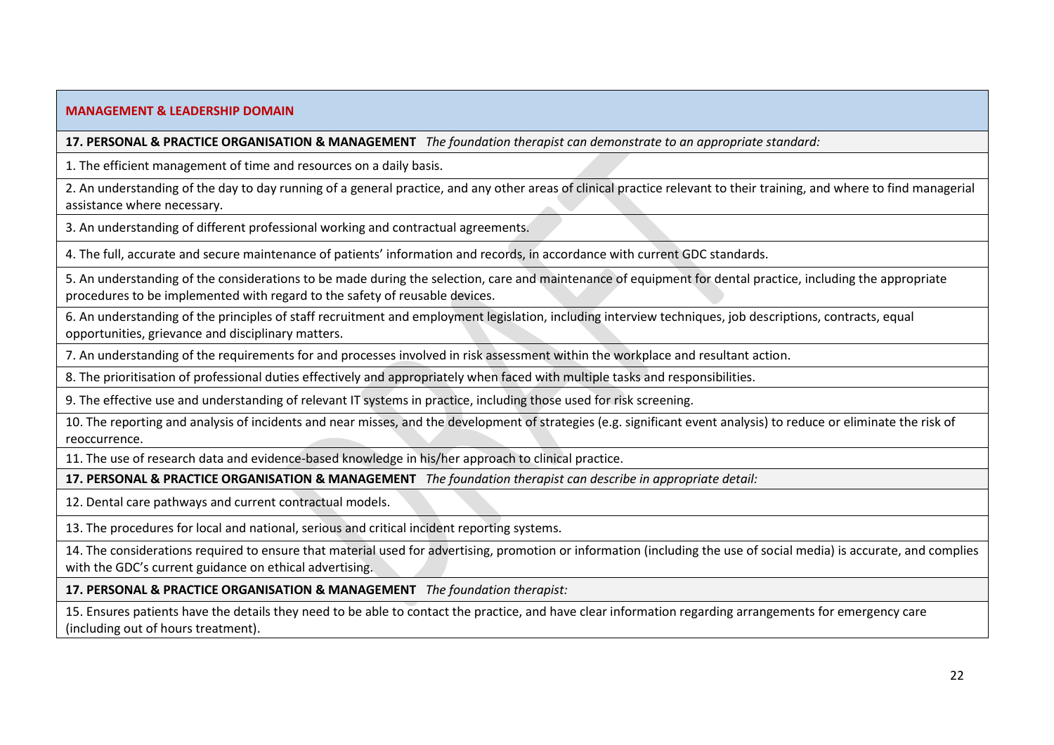**MANAGEMENT & LEADERSHIP DOMAIN**

**17. PERSONAL & PRACTICE ORGANISATION & MANAGEMENT** *The foundation therapist can demonstrate to an appropriate standard:*

1. The efficient management of time and resources on a daily basis.
2. An understanding of the day to day running of a general practice, and any other areas of clinical practice relevant to their training, and where to find managerial assistance where necessary.
3. An understanding of different professional working and contractual agreements.
4. The full, accurate and secure maintenance of patients' information and records, in accordance with current GDC standards.
5. An understanding of the considerations to be made during the selection, care and maintenance of equipment for dental practice, including the appropriate procedures to be implemented with regard to the safety of reusable devices.
6. An understanding of the principles of staff recruitment and employment legislation, including interview techniques, job descriptions, contracts, equal opportunities, grievance and disciplinary matters.
7. An understanding of the requirements for and processes involved in risk assessment within the workplace and resultant action.
8. The prioritisation of professional duties effectively and appropriately when faced with multiple tasks and responsibilities.
9. The effective use and understanding of relevant IT systems in practice, including those used for risk screening.
10. The reporting and analysis of incidents and near misses, and the development of strategies (e.g. significant event analysis) to reduce or eliminate the risk of reoccurrence.
11. The use of research data and evidence-based knowledge in his/her approach to clinical practice.

**17. PERSONAL & PRACTICE ORGANISATION & MANAGEMENT** *The foundation therapist can describe in appropriate detail:*

12. Dental care pathways and current contractual models.
13. The procedures for local and national, serious and critical incident reporting systems.
14. The considerations required to ensure that material used for advertising, promotion or information (including the use of social media) is accurate, and complies with the GDC's current guidance on ethical advertising.

**17. PERSONAL & PRACTICE ORGANISATION & MANAGEMENT** *The foundation therapist:*

15. Ensures patients have the details they need to be able to contact the practice, and have clear information regarding arrangements for emergency care (including out of hours treatment).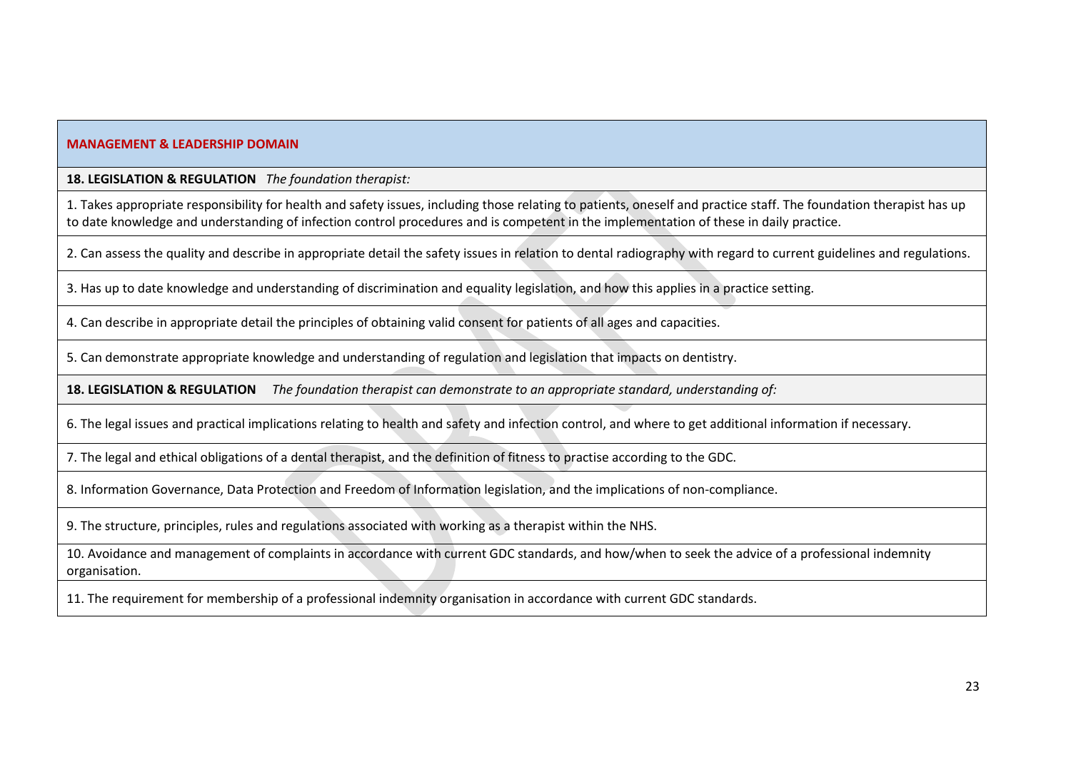## MANAGEMENT & LEADERSHIP DOMAIN

**18. LEGISLATION & REGULATION** *The foundation therapist:*

1. Takes appropriate responsibility for health and safety issues, including those relating to patients, oneself and practice staff. The foundation therapist has up to date knowledge and understanding of infection control procedures and is competent in the implementation of these in daily practice.

2. Can assess the quality and describe in appropriate detail the safety issues in relation to dental radiography with regard to current guidelines and regulations.

3. Has up to date knowledge and understanding of discrimination and equality legislation, and how this applies in a practice setting.

4. Can describe in appropriate detail the principles of obtaining valid consent for patients of all ages and capacities.

5. Can demonstrate appropriate knowledge and understanding of regulation and legislation that impacts on dentistry.

**18. LEGISLATION & REGULATION** *The foundation therapist can demonstrate to an appropriate standard, understanding of:*

6. The legal issues and practical implications relating to health and safety and infection control, and where to get additional information if necessary.

7. The legal and ethical obligations of a dental therapist, and the definition of fitness to practise according to the GDC.

8. Information Governance, Data Protection and Freedom of Information legislation, and the implications of non-compliance.

9. The structure, principles, rules and regulations associated with working as a therapist within the NHS.

10. Avoidance and management of complaints in accordance with current GDC standards, and how/when to seek the advice of a professional indemnity organisation.

11. The requirement for membership of a professional indemnity organisation in accordance with current GDC standards.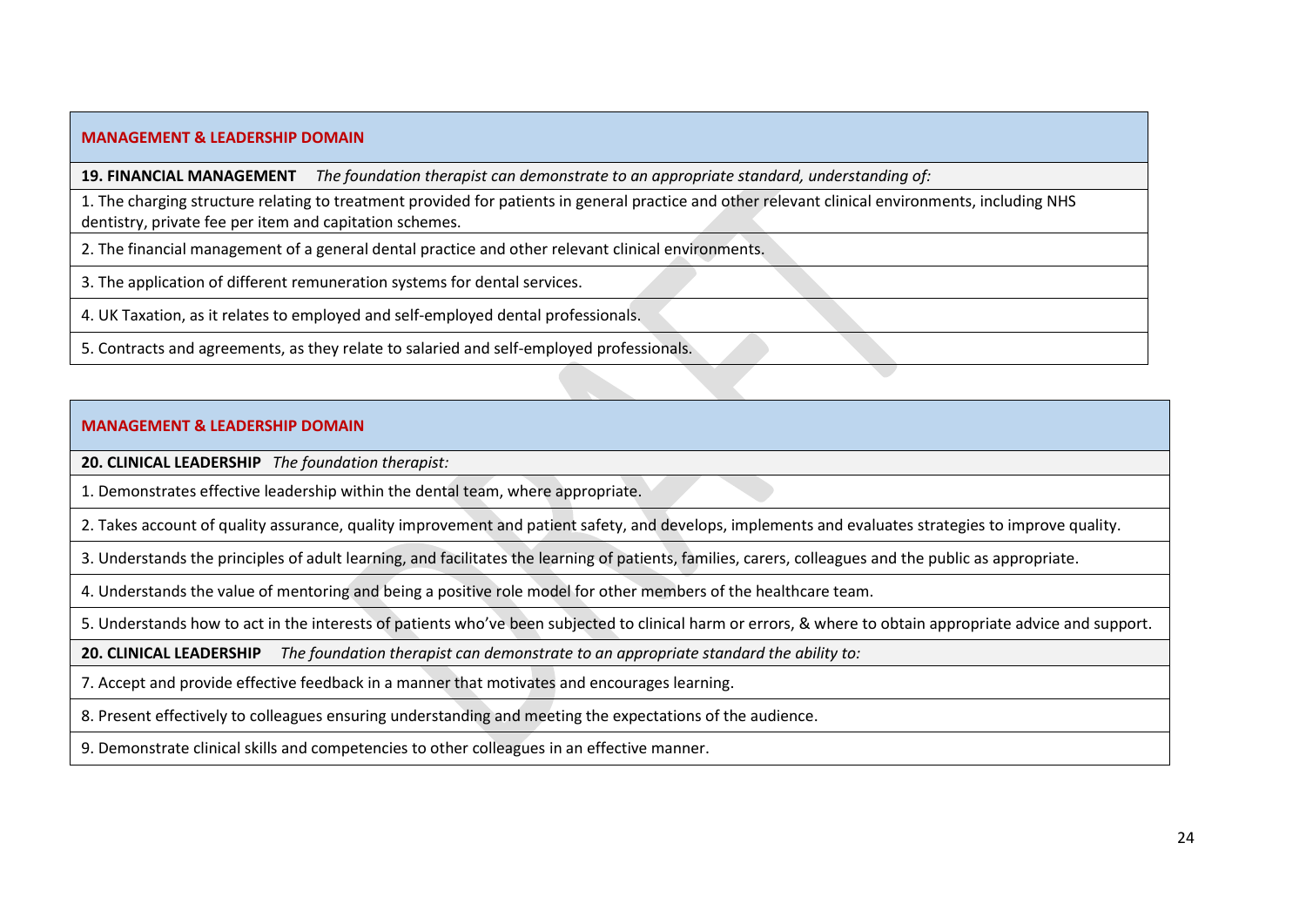| MANAGEMENT & LEADERSHIP DOMAIN |
|---|
| **19. FINANCIAL MANAGEMENT** *The foundation therapist can demonstrate to an appropriate standard, understanding of:* |
| 1. The charging structure relating to treatment provided for patients in general practice and other relevant clinical environments, including NHS dentistry, private fee per item and capitation schemes. |
| 2. The financial management of a general dental practice and other relevant clinical environments. |
| 3. The application of different remuneration systems for dental services. |
| 4. UK Taxation, as it relates to employed and self-employed dental professionals. |
| 5. Contracts and agreements, as they relate to salaried and self-employed professionals. |

| MANAGEMENT & LEADERSHIP DOMAIN |
|---|
| **20. CLINICAL LEADERSHIP** *The foundation therapist:* |
| 1. Demonstrates effective leadership within the dental team, where appropriate. |
| 2. Takes account of quality assurance, quality improvement and patient safety, and develops, implements and evaluates strategies to improve quality. |
| 3. Understands the principles of adult learning, and facilitates the learning of patients, families, carers, colleagues and the public as appropriate. |
| 4. Understands the value of mentoring and being a positive role model for other members of the healthcare team. |
| 5. Understands how to act in the interests of patients who've been subjected to clinical harm or errors, & where to obtain appropriate advice and support. |
| **20. CLINICAL LEADERSHIP** *The foundation therapist can demonstrate to an appropriate standard the ability to:* |
| 7. Accept and provide effective feedback in a manner that motivates and encourages learning. |
| 8. Present effectively to colleagues ensuring understanding and meeting the expectations of the audience. |
| 9. Demonstrate clinical skills and competencies to other colleagues in an effective manner. |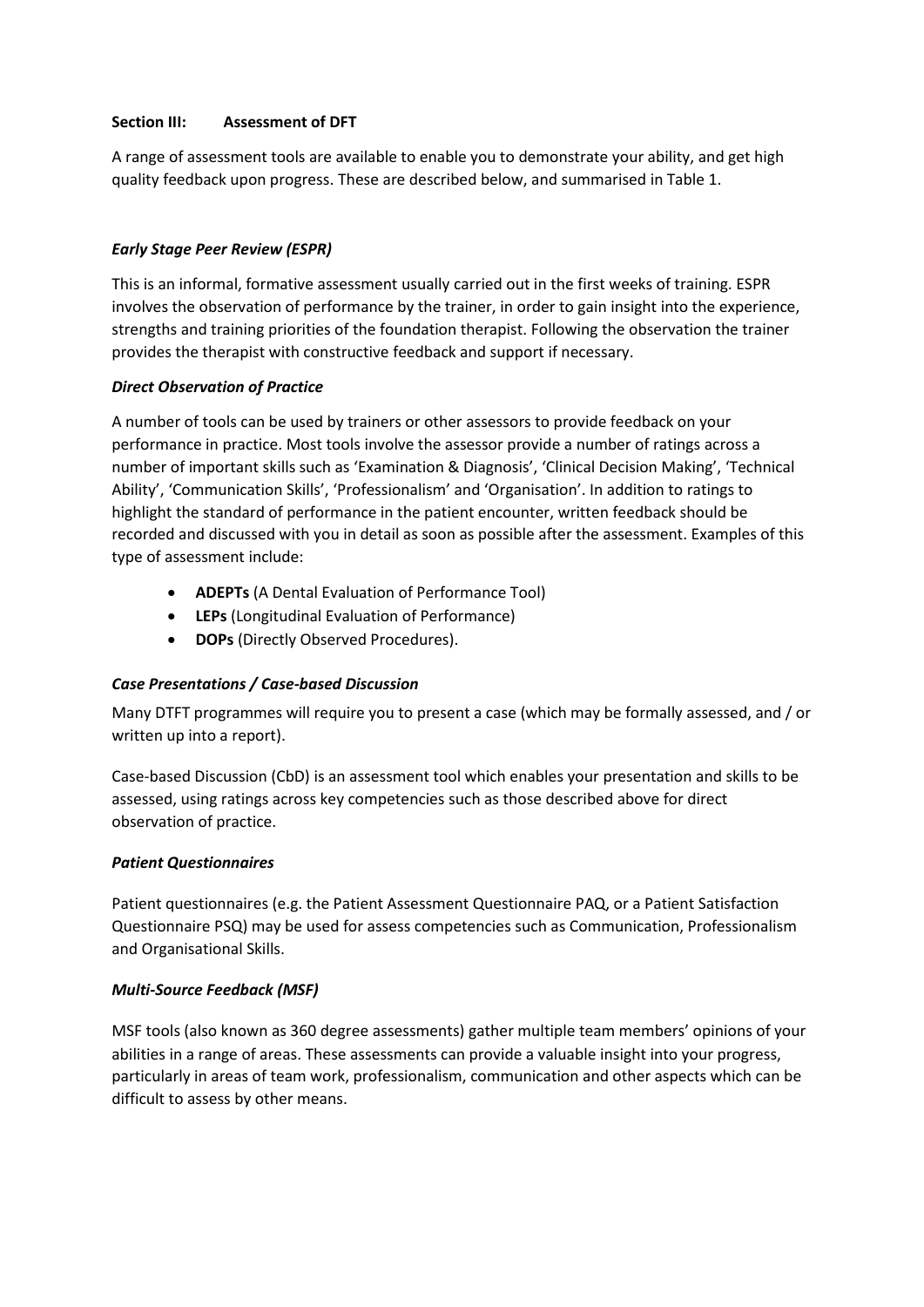## Section III: Assessment of DFT

A range of assessment tools are available to enable you to demonstrate your ability, and get high quality feedback upon progress. These are described below, and summarised in Table 1.

### *Early Stage Peer Review (ESPR)*

This is an informal, formative assessment usually carried out in the first weeks of training. ESPR involves the observation of performance by the trainer, in order to gain insight into the experience, strengths and training priorities of the foundation therapist. Following the observation the trainer provides the therapist with constructive feedback and support if necessary.

### *Direct Observation of Practice*

A number of tools can be used by trainers or other assessors to provide feedback on your performance in practice. Most tools involve the assessor provide a number of ratings across a number of important skills such as 'Examination & Diagnosis', 'Clinical Decision Making', 'Technical Ability', 'Communication Skills', 'Professionalism' and 'Organisation'. In addition to ratings to highlight the standard of performance in the patient encounter, written feedback should be recorded and discussed with you in detail as soon as possible after the assessment. Examples of this type of assessment include:

- **ADEPTs** (A Dental Evaluation of Performance Tool)
- **LEPs** (Longitudinal Evaluation of Performance)
- **DOPs** (Directly Observed Procedures).

### *Case Presentations / Case-based Discussion*

Many DTFT programmes will require you to present a case (which may be formally assessed, and / or written up into a report).

Case-based Discussion (CbD) is an assessment tool which enables your presentation and skills to be assessed, using ratings across key competencies such as those described above for direct observation of practice.

### *Patient Questionnaires*

Patient questionnaires (e.g. the Patient Assessment Questionnaire PAQ, or a Patient Satisfaction Questionnaire PSQ) may be used for assess competencies such as Communication, Professionalism and Organisational Skills.

### *Multi-Source Feedback (MSF)*

MSF tools (also known as 360 degree assessments) gather multiple team members' opinions of your abilities in a range of areas. These assessments can provide a valuable insight into your progress, particularly in areas of team work, professionalism, communication and other aspects which can be difficult to assess by other means.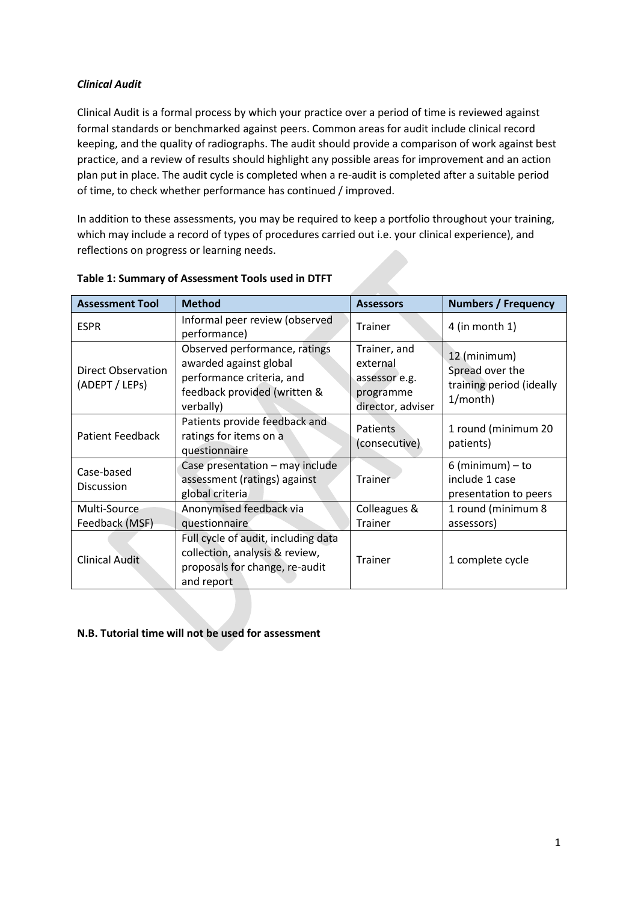***Clinical Audit***

Clinical Audit is a formal process by which your practice over a period of time is reviewed against formal standards or benchmarked against peers. Common areas for audit include clinical record keeping, and the quality of radiographs. The audit should provide a comparison of work against best practice, and a review of results should highlight any possible areas for improvement and an action plan put in place. The audit cycle is completed when a re-audit is completed after a suitable period of time, to check whether performance has continued / improved.

In addition to these assessments, you may be required to keep a portfolio throughout your training, which may include a record of types of procedures carried out i.e. your clinical experience), and reflections on progress or learning needs.

**Table 1: Summary of Assessment Tools used in DTFT**

| Assessment Tool | Method | Assessors | Numbers / Frequency |
|---|---|---|---|
| ESPR | Informal peer review (observed performance) | Trainer | 4 (in month 1) |
| Direct Observation (ADEPT / LEPs) | Observed performance, ratings awarded against global performance criteria, and feedback provided (written & verbally) | Trainer, and external assessor e.g. programme director, adviser | 12 (minimum) Spread over the training period (ideally 1/month) |
| Patient Feedback | Patients provide feedback and ratings for items on a questionnaire | Patients (consecutive) | 1 round (minimum 20 patients) |
| Case-based Discussion | Case presentation – may include assessment (ratings) against global criteria | Trainer | 6 (minimum) – to include 1 case presentation to peers |
| Multi-Source Feedback (MSF) | Anonymised feedback via questionnaire | Colleagues & Trainer | 1 round (minimum 8 assessors) |
| Clinical Audit | Full cycle of audit, including data collection, analysis & review, proposals for change, re-audit and report | Trainer | 1 complete cycle |

**N.B. Tutorial time will not be used for assessment**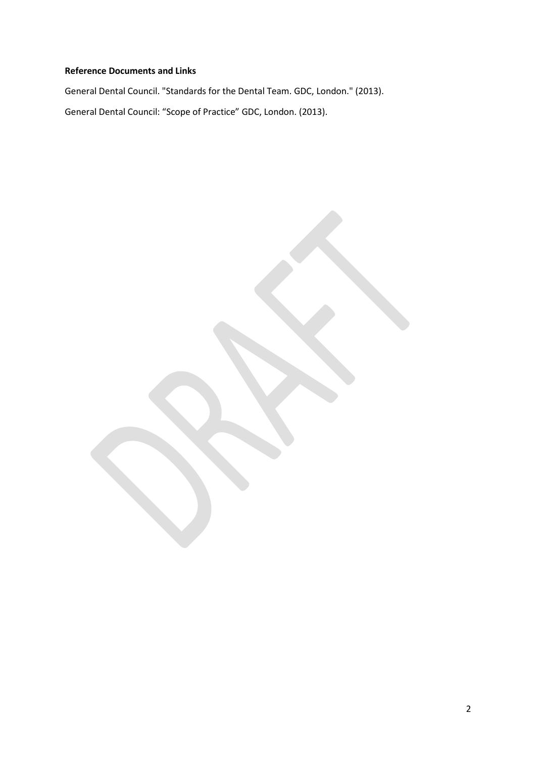**Reference Documents and Links**

General Dental Council. "Standards for the Dental Team. GDC, London." (2013).

General Dental Council: "Scope of Practice" GDC, London. (2013).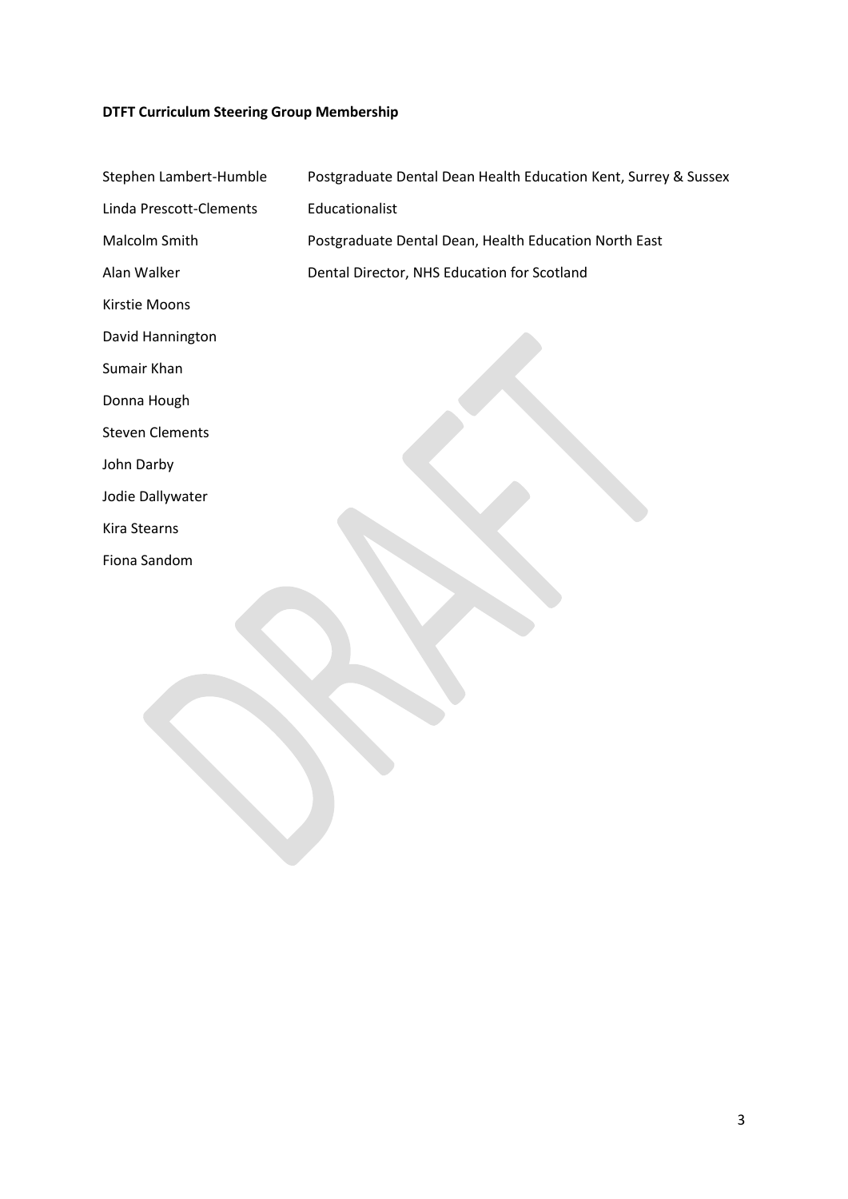**DTFT Curriculum Steering Group Membership**

| | |
|---|---|
| Stephen Lambert-Humble | Postgraduate Dental Dean Health Education Kent, Surrey & Sussex |
| Linda Prescott-Clements | Educationalist |
| Malcolm Smith | Postgraduate Dental Dean, Health Education North East |
| Alan Walker | Dental Director, NHS Education for Scotland |
| Kirstie Moons | |
| David Hannington | |
| Sumair Khan | |
| Donna Hough | |
| Steven Clements | |
| John Darby | |
| Jodie Dallywater | |
| Kira Stearns | |
| Fiona Sandom | |